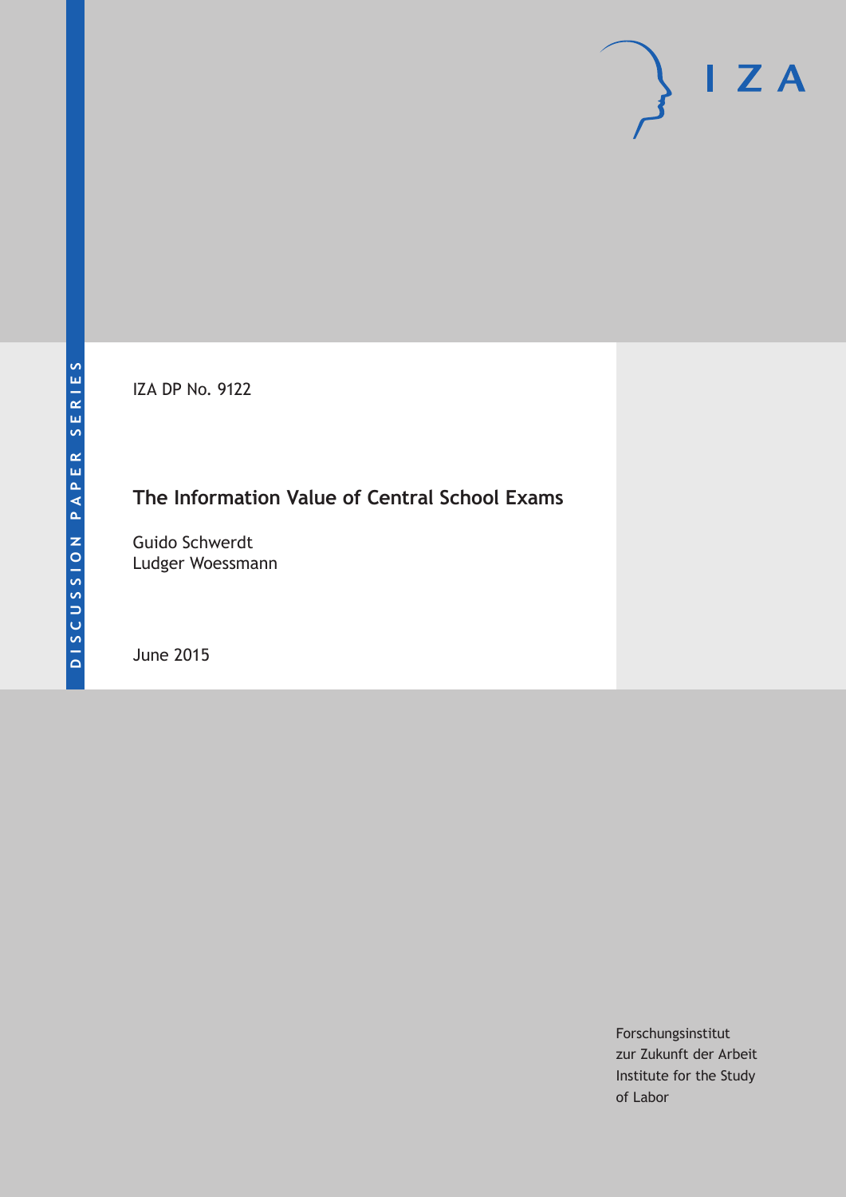DISCUSSION PAPER SERIES

IZA DP No. 9122

# The Information Value of Central School Exams

Guido Schwerdt
Ludger Woessmann

June 2015

Forschungsinstitut
zur Zukunft der Arbeit
Institute for the Study
of Labor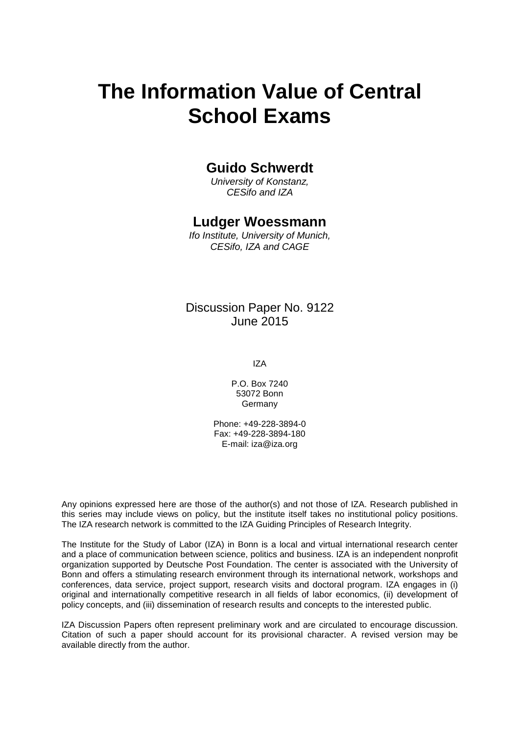# The Information Value of Central School Exams

## Guido Schwerdt

*University of Konstanz,*
*CESifo and IZA*

## Ludger Woessmann

*Ifo Institute, University of Munich,*
*CESifo, IZA and CAGE*

Discussion Paper No. 9122
June 2015

IZA

P.O. Box 7240
53072 Bonn
Germany

Phone: +49-228-3894-0
Fax: +49-228-3894-180
E-mail: iza@iza.org

Any opinions expressed here are those of the author(s) and not those of IZA. Research published in this series may include views on policy, but the institute itself takes no institutional policy positions. The IZA research network is committed to the IZA Guiding Principles of Research Integrity.

The Institute for the Study of Labor (IZA) in Bonn is a local and virtual international research center and a place of communication between science, politics and business. IZA is an independent nonprofit organization supported by Deutsche Post Foundation. The center is associated with the University of Bonn and offers a stimulating research environment through its international network, workshops and conferences, data service, project support, research visits and doctoral program. IZA engages in (i) original and internationally competitive research in all fields of labor economics, (ii) development of policy concepts, and (iii) dissemination of research results and concepts to the interested public.

IZA Discussion Papers often represent preliminary work and are circulated to encourage discussion. Citation of such a paper should account for its provisional character. A revised version may be available directly from the author.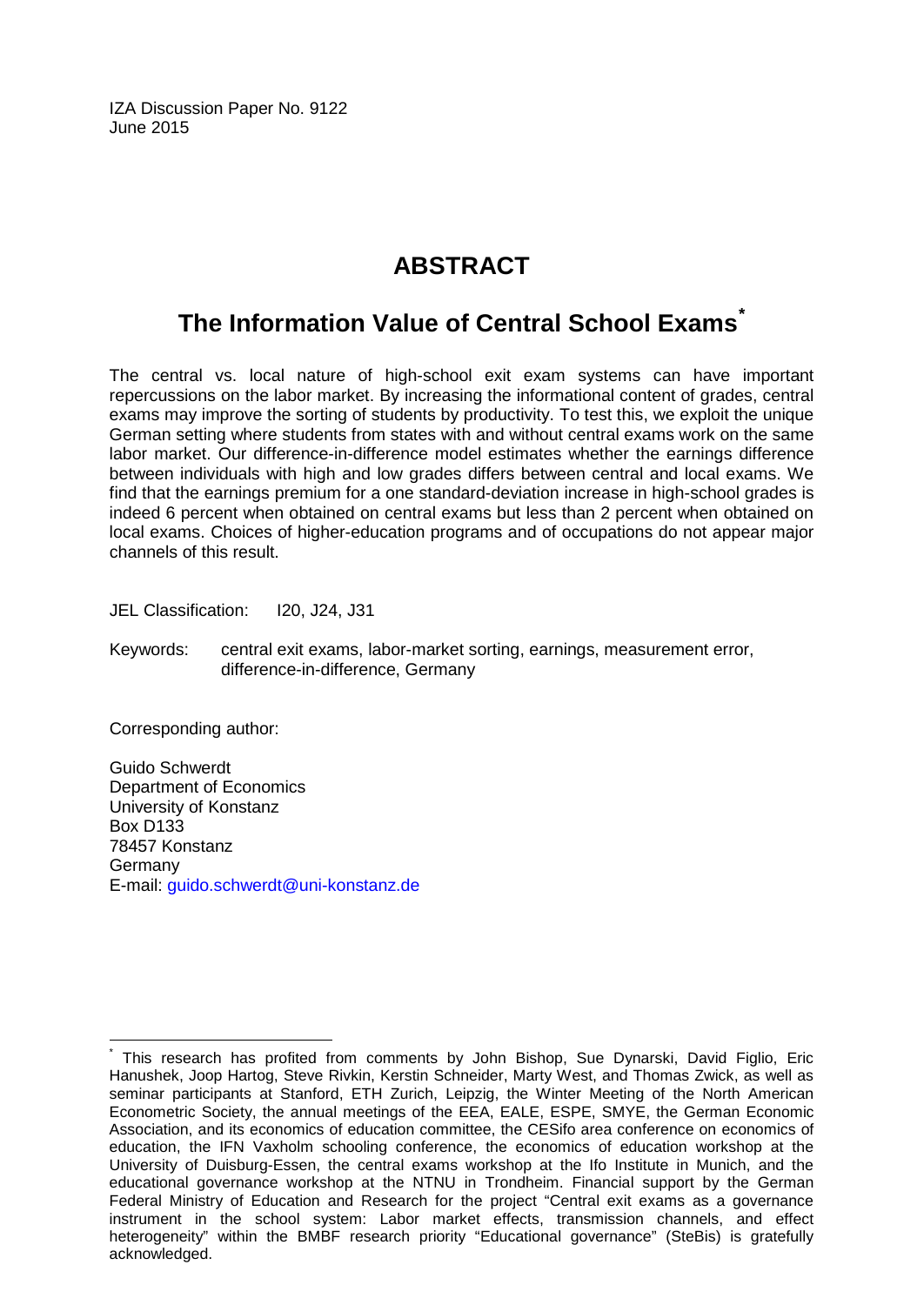IZA Discussion Paper No. 9122
June 2015

# ABSTRACT

## The Information Value of Central School Exams[*]

The central vs. local nature of high-school exit exam systems can have important repercussions on the labor market. By increasing the informational content of grades, central exams may improve the sorting of students by productivity. To test this, we exploit the unique German setting where students from states with and without central exams work on the same labor market. Our difference-in-difference model estimates whether the earnings difference between individuals with high and low grades differs between central and local exams. We find that the earnings premium for a one standard-deviation increase in high-school grades is indeed 6 percent when obtained on central exams but less than 2 percent when obtained on local exams. Choices of higher-education programs and of occupations do not appear major channels of this result.

JEL Classification: I20, J24, J31

Keywords: central exit exams, labor-market sorting, earnings, measurement error, difference-in-difference, Germany

Corresponding author:

Guido Schwerdt
Department of Economics
University of Konstanz
Box D133
78457 Konstanz
Germany
E-mail: guido.schwerdt@uni-konstanz.de

---

[*] This research has profited from comments by John Bishop, Sue Dynarski, David Figlio, Eric Hanushek, Joop Hartog, Steve Rivkin, Kerstin Schneider, Marty West, and Thomas Zwick, as well as seminar participants at Stanford, ETH Zurich, Leipzig, the Winter Meeting of the North American Econometric Society, the annual meetings of the EEA, EALE, ESPE, SMYE, the German Economic Association, and its economics of education committee, the CESifo area conference on economics of education, the IFN Vaxholm schooling conference, the economics of education workshop at the University of Duisburg-Essen, the central exams workshop at the Ifo Institute in Munich, and the educational governance workshop at the NTNU in Trondheim. Financial support by the German Federal Ministry of Education and Research for the project "Central exit exams as a governance instrument in the school system: Labor market effects, transmission channels, and effect heterogeneity" within the BMBF research priority "Educational governance" (SteBis) is gratefully acknowledged.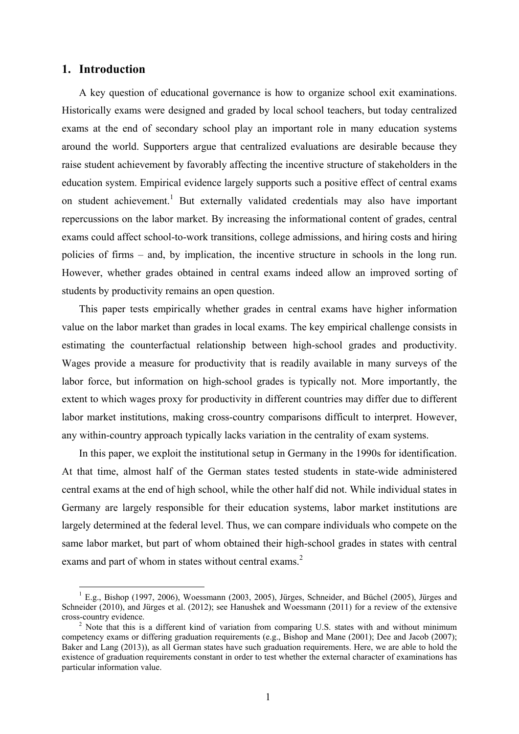## 1. Introduction

A key question of educational governance is how to organize school exit examinations. Historically exams were designed and graded by local school teachers, but today centralized exams at the end of secondary school play an important role in many education systems around the world. Supporters argue that centralized evaluations are desirable because they raise student achievement by favorably affecting the incentive structure of stakeholders in the education system. Empirical evidence largely supports such a positive effect of central exams on student achievement.[1] But externally validated credentials may also have important repercussions on the labor market. By increasing the informational content of grades, central exams could affect school-to-work transitions, college admissions, and hiring costs and hiring policies of firms – and, by implication, the incentive structure in schools in the long run. However, whether grades obtained in central exams indeed allow an improved sorting of students by productivity remains an open question.

This paper tests empirically whether grades in central exams have higher information value on the labor market than grades in local exams. The key empirical challenge consists in estimating the counterfactual relationship between high-school grades and productivity. Wages provide a measure for productivity that is readily available in many surveys of the labor force, but information on high-school grades is typically not. More importantly, the extent to which wages proxy for productivity in different countries may differ due to different labor market institutions, making cross-country comparisons difficult to interpret. However, any within-country approach typically lacks variation in the centrality of exam systems.

In this paper, we exploit the institutional setup in Germany in the 1990s for identification. At that time, almost half of the German states tested students in state-wide administered central exams at the end of high school, while the other half did not. While individual states in Germany are largely responsible for their education systems, labor market institutions are largely determined at the federal level. Thus, we can compare individuals who compete on the same labor market, but part of whom obtained their high-school grades in states with central exams and part of whom in states without central exams.[2]

[1] E.g., Bishop (1997, 2006), Woessmann (2003, 2005), Jürges, Schneider, and Büchel (2005), Jürges and Schneider (2010), and Jürges et al. (2012); see Hanushek and Woessmann (2011) for a review of the extensive cross-country evidence.

[2] Note that this is a different kind of variation from comparing U.S. states with and without minimum competency exams or differing graduation requirements (e.g., Bishop and Mane (2001); Dee and Jacob (2007); Baker and Lang (2013)), as all German states have such graduation requirements. Here, we are able to hold the existence of graduation requirements constant in order to test whether the external character of examinations has particular information value.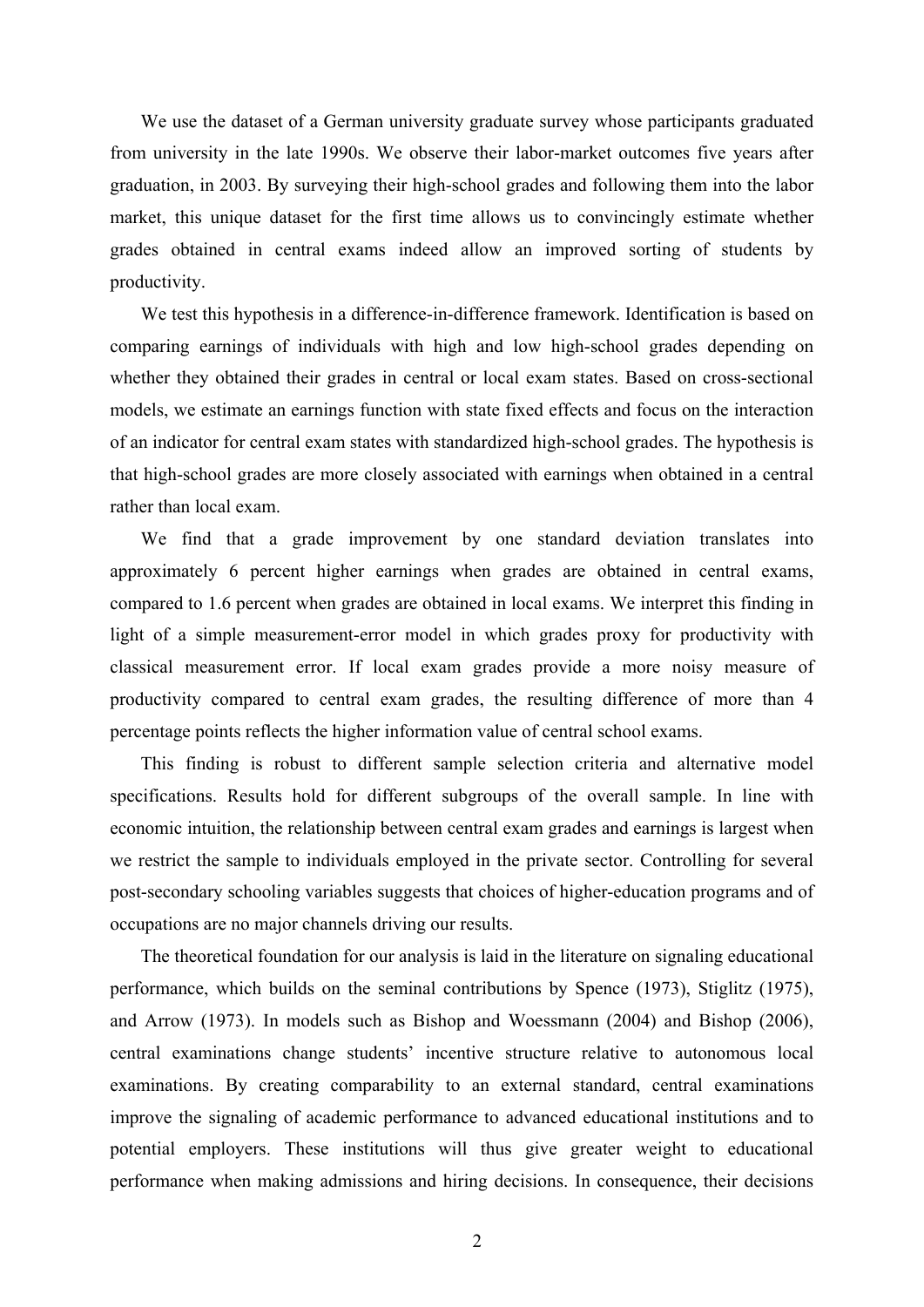We use the dataset of a German university graduate survey whose participants graduated from university in the late 1990s. We observe their labor-market outcomes five years after graduation, in 2003. By surveying their high-school grades and following them into the labor market, this unique dataset for the first time allows us to convincingly estimate whether grades obtained in central exams indeed allow an improved sorting of students by productivity.

We test this hypothesis in a difference-in-difference framework. Identification is based on comparing earnings of individuals with high and low high-school grades depending on whether they obtained their grades in central or local exam states. Based on cross-sectional models, we estimate an earnings function with state fixed effects and focus on the interaction of an indicator for central exam states with standardized high-school grades. The hypothesis is that high-school grades are more closely associated with earnings when obtained in a central rather than local exam.

We find that a grade improvement by one standard deviation translates into approximately 6 percent higher earnings when grades are obtained in central exams, compared to 1.6 percent when grades are obtained in local exams. We interpret this finding in light of a simple measurement-error model in which grades proxy for productivity with classical measurement error. If local exam grades provide a more noisy measure of productivity compared to central exam grades, the resulting difference of more than 4 percentage points reflects the higher information value of central school exams.

This finding is robust to different sample selection criteria and alternative model specifications. Results hold for different subgroups of the overall sample. In line with economic intuition, the relationship between central exam grades and earnings is largest when we restrict the sample to individuals employed in the private sector. Controlling for several post-secondary schooling variables suggests that choices of higher-education programs and of occupations are no major channels driving our results.

The theoretical foundation for our analysis is laid in the literature on signaling educational performance, which builds on the seminal contributions by Spence (1973), Stiglitz (1975), and Arrow (1973). In models such as Bishop and Woessmann (2004) and Bishop (2006), central examinations change students' incentive structure relative to autonomous local examinations. By creating comparability to an external standard, central examinations improve the signaling of academic performance to advanced educational institutions and to potential employers. These institutions will thus give greater weight to educational performance when making admissions and hiring decisions. In consequence, their decisions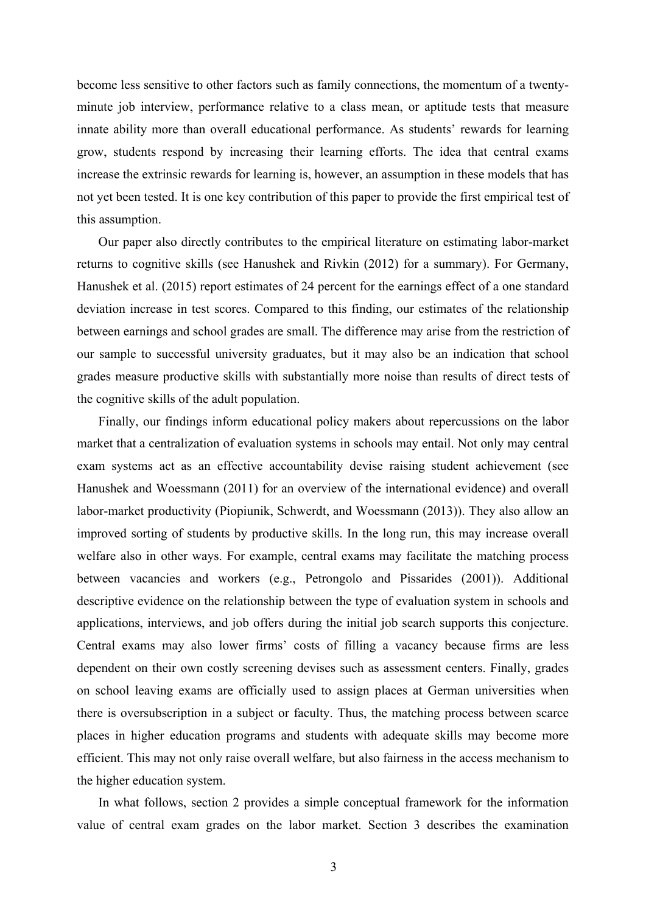become less sensitive to other factors such as family connections, the momentum of a twenty-minute job interview, performance relative to a class mean, or aptitude tests that measure innate ability more than overall educational performance. As students' rewards for learning grow, students respond by increasing their learning efforts. The idea that central exams increase the extrinsic rewards for learning is, however, an assumption in these models that has not yet been tested. It is one key contribution of this paper to provide the first empirical test of this assumption.

Our paper also directly contributes to the empirical literature on estimating labor-market returns to cognitive skills (see Hanushek and Rivkin (2012) for a summary). For Germany, Hanushek et al. (2015) report estimates of 24 percent for the earnings effect of a one standard deviation increase in test scores. Compared to this finding, our estimates of the relationship between earnings and school grades are small. The difference may arise from the restriction of our sample to successful university graduates, but it may also be an indication that school grades measure productive skills with substantially more noise than results of direct tests of the cognitive skills of the adult population.

Finally, our findings inform educational policy makers about repercussions on the labor market that a centralization of evaluation systems in schools may entail. Not only may central exam systems act as an effective accountability devise raising student achievement (see Hanushek and Woessmann (2011) for an overview of the international evidence) and overall labor-market productivity (Piopiunik, Schwerdt, and Woessmann (2013)). They also allow an improved sorting of students by productive skills. In the long run, this may increase overall welfare also in other ways. For example, central exams may facilitate the matching process between vacancies and workers (e.g., Petrongolo and Pissarides (2001)). Additional descriptive evidence on the relationship between the type of evaluation system in schools and applications, interviews, and job offers during the initial job search supports this conjecture. Central exams may also lower firms' costs of filling a vacancy because firms are less dependent on their own costly screening devises such as assessment centers. Finally, grades on school leaving exams are officially used to assign places at German universities when there is oversubscription in a subject or faculty. Thus, the matching process between scarce places in higher education programs and students with adequate skills may become more efficient. This may not only raise overall welfare, but also fairness in the access mechanism to the higher education system.

In what follows, section 2 provides a simple conceptual framework for the information value of central exam grades on the labor market. Section 3 describes the examination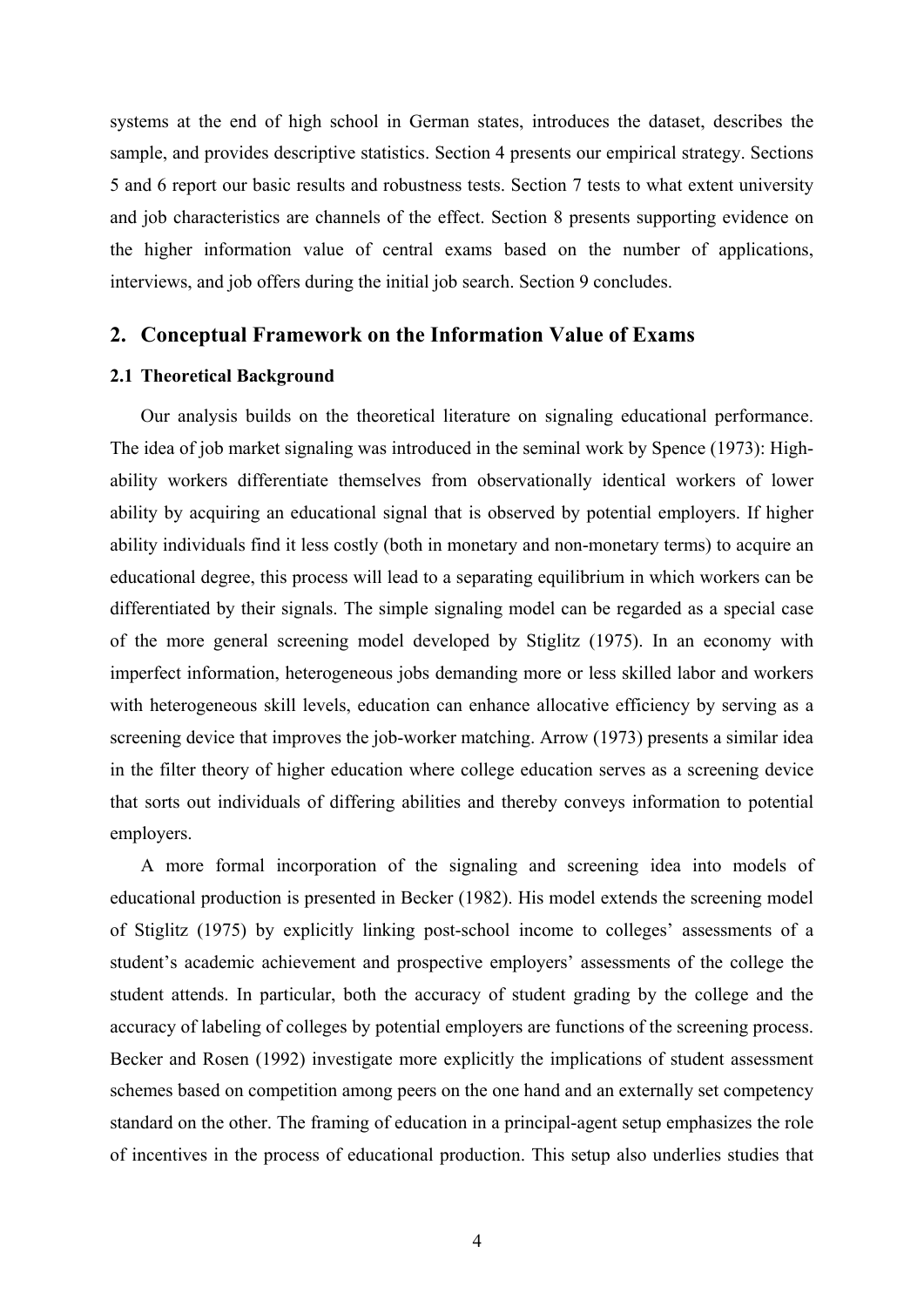systems at the end of high school in German states, introduces the dataset, describes the sample, and provides descriptive statistics. Section 4 presents our empirical strategy. Sections 5 and 6 report our basic results and robustness tests. Section 7 tests to what extent university and job characteristics are channels of the effect. Section 8 presents supporting evidence on the higher information value of central exams based on the number of applications, interviews, and job offers during the initial job search. Section 9 concludes.

## 2. Conceptual Framework on the Information Value of Exams

### 2.1 Theoretical Background

Our analysis builds on the theoretical literature on signaling educational performance. The idea of job market signaling was introduced in the seminal work by Spence (1973): High-ability workers differentiate themselves from observationally identical workers of lower ability by acquiring an educational signal that is observed by potential employers. If higher ability individuals find it less costly (both in monetary and non-monetary terms) to acquire an educational degree, this process will lead to a separating equilibrium in which workers can be differentiated by their signals. The simple signaling model can be regarded as a special case of the more general screening model developed by Stiglitz (1975). In an economy with imperfect information, heterogeneous jobs demanding more or less skilled labor and workers with heterogeneous skill levels, education can enhance allocative efficiency by serving as a screening device that improves the job-worker matching. Arrow (1973) presents a similar idea in the filter theory of higher education where college education serves as a screening device that sorts out individuals of differing abilities and thereby conveys information to potential employers.

A more formal incorporation of the signaling and screening idea into models of educational production is presented in Becker (1982). His model extends the screening model of Stiglitz (1975) by explicitly linking post-school income to colleges' assessments of a student's academic achievement and prospective employers' assessments of the college the student attends. In particular, both the accuracy of student grading by the college and the accuracy of labeling of colleges by potential employers are functions of the screening process. Becker and Rosen (1992) investigate more explicitly the implications of student assessment schemes based on competition among peers on the one hand and an externally set competency standard on the other. The framing of education in a principal-agent setup emphasizes the role of incentives in the process of educational production. This setup also underlies studies that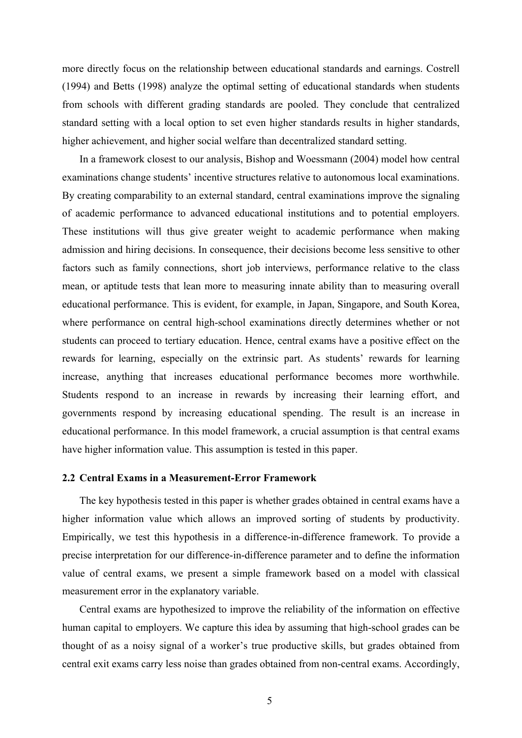more directly focus on the relationship between educational standards and earnings. Costrell (1994) and Betts (1998) analyze the optimal setting of educational standards when students from schools with different grading standards are pooled. They conclude that centralized standard setting with a local option to set even higher standards results in higher standards, higher achievement, and higher social welfare than decentralized standard setting.

In a framework closest to our analysis, Bishop and Woessmann (2004) model how central examinations change students' incentive structures relative to autonomous local examinations. By creating comparability to an external standard, central examinations improve the signaling of academic performance to advanced educational institutions and to potential employers. These institutions will thus give greater weight to academic performance when making admission and hiring decisions. In consequence, their decisions become less sensitive to other factors such as family connections, short job interviews, performance relative to the class mean, or aptitude tests that lean more to measuring innate ability than to measuring overall educational performance. This is evident, for example, in Japan, Singapore, and South Korea, where performance on central high-school examinations directly determines whether or not students can proceed to tertiary education. Hence, central exams have a positive effect on the rewards for learning, especially on the extrinsic part. As students' rewards for learning increase, anything that increases educational performance becomes more worthwhile. Students respond to an increase in rewards by increasing their learning effort, and governments respond by increasing educational spending. The result is an increase in educational performance. In this model framework, a crucial assumption is that central exams have higher information value. This assumption is tested in this paper.

### 2.2 Central Exams in a Measurement-Error Framework

The key hypothesis tested in this paper is whether grades obtained in central exams have a higher information value which allows an improved sorting of students by productivity. Empirically, we test this hypothesis in a difference-in-difference framework. To provide a precise interpretation for our difference-in-difference parameter and to define the information value of central exams, we present a simple framework based on a model with classical measurement error in the explanatory variable.

Central exams are hypothesized to improve the reliability of the information on effective human capital to employers. We capture this idea by assuming that high-school grades can be thought of as a noisy signal of a worker's true productive skills, but grades obtained from central exit exams carry less noise than grades obtained from non-central exams. Accordingly,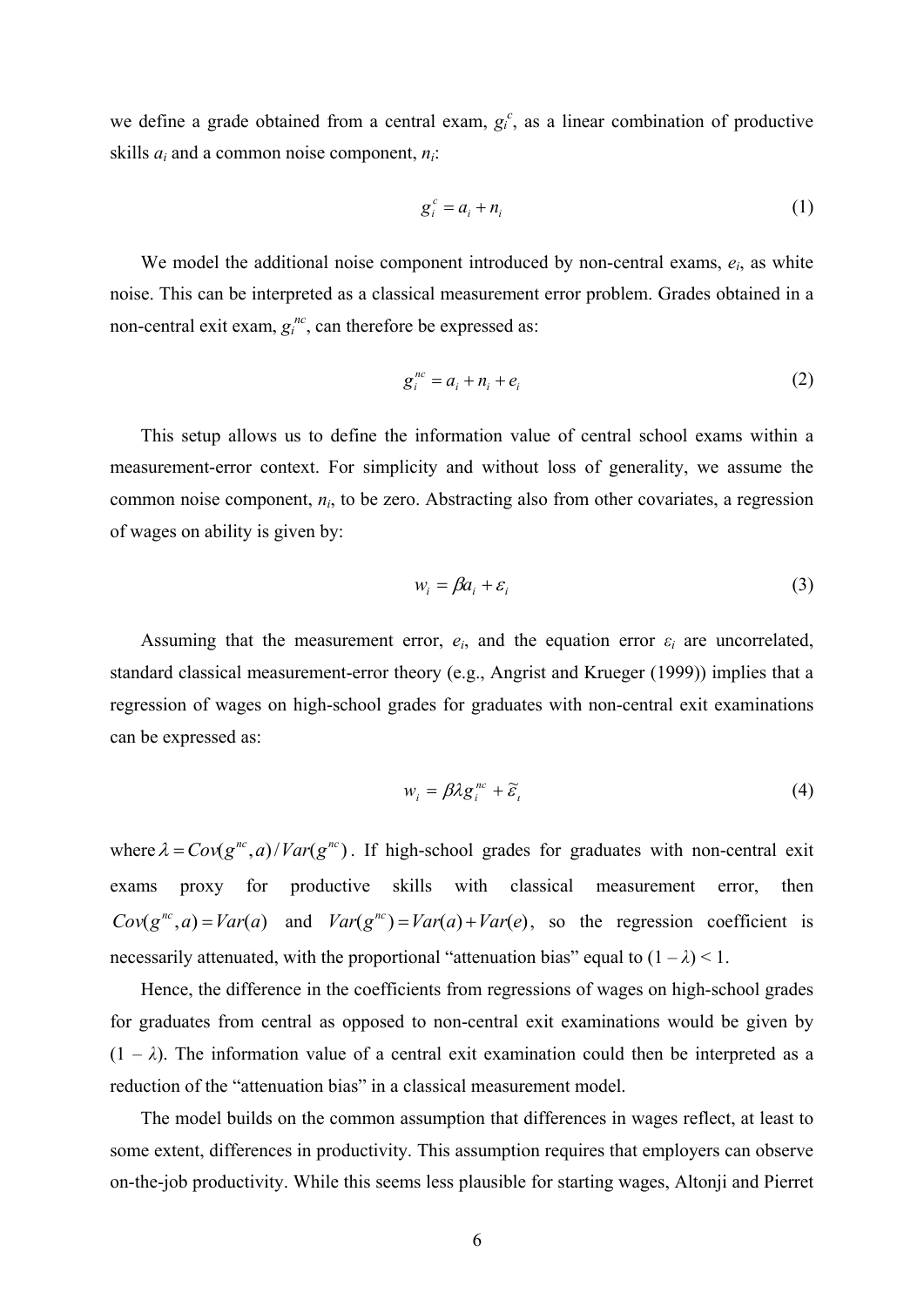we define a grade obtained from a central exam, $g_i^c$, as a linear combination of productive skills $a_i$ and a common noise component, $n_i$:

$$g_i^c = a_i + n_i \tag{1}$$

We model the additional noise component introduced by non-central exams, $e_i$, as white noise. This can be interpreted as a classical measurement error problem. Grades obtained in a non-central exit exam, $g_i^{nc}$, can therefore be expressed as:

$$g_i^{nc} = a_i + n_i + e_i \tag{2}$$

This setup allows us to define the information value of central school exams within a measurement-error context. For simplicity and without loss of generality, we assume the common noise component, $n_i$, to be zero. Abstracting also from other covariates, a regression of wages on ability is given by:

$$w_i = \beta a_i + \varepsilon_i \tag{3}$$

Assuming that the measurement error, $e_i$, and the equation error $\varepsilon_i$ are uncorrelated, standard classical measurement-error theory (e.g., Angrist and Krueger (1999)) implies that a regression of wages on high-school grades for graduates with non-central exit examinations can be expressed as:

$$w_i = \beta \lambda g_i^{nc} + \tilde{\varepsilon}_i \tag{4}$$

where $\lambda = Cov(g^{nc}, a)/Var(g^{nc})$. If high-school grades for graduates with non-central exit exams proxy for productive skills with classical measurement error, then $Cov(g^{nc}, a) = Var(a)$ and $Var(g^{nc}) = Var(a) + Var(e)$, so the regression coefficient is necessarily attenuated, with the proportional "attenuation bias" equal to $(1 - \lambda) < 1$.

Hence, the difference in the coefficients from regressions of wages on high-school grades for graduates from central as opposed to non-central exit examinations would be given by $(1 - \lambda)$. The information value of a central exit examination could then be interpreted as a reduction of the "attenuation bias" in a classical measurement model.

The model builds on the common assumption that differences in wages reflect, at least to some extent, differences in productivity. This assumption requires that employers can observe on-the-job productivity. While this seems less plausible for starting wages, Altonji and Pierret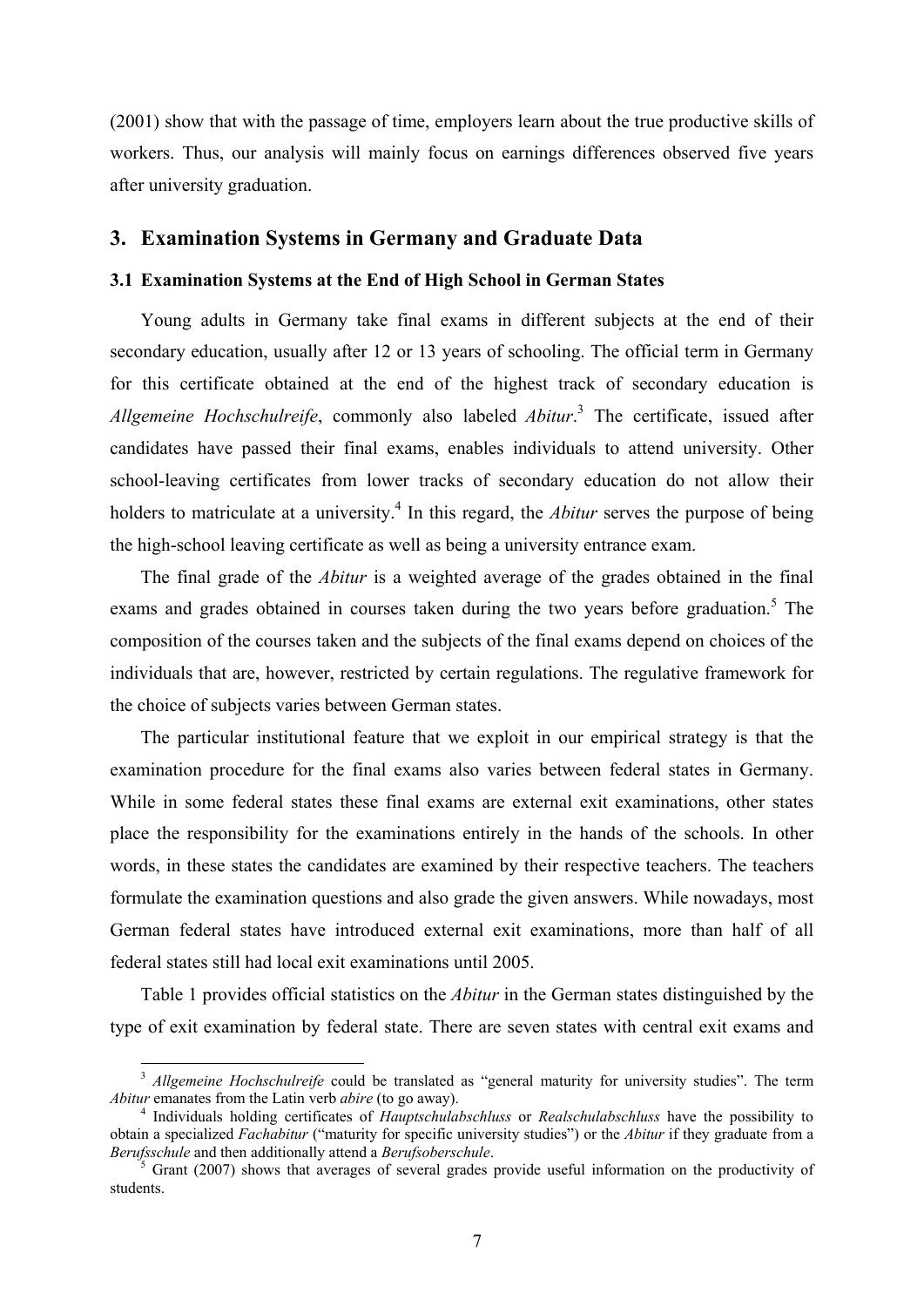(2001) show that with the passage of time, employers learn about the true productive skills of workers. Thus, our analysis will mainly focus on earnings differences observed five years after university graduation.

## 3. Examination Systems in Germany and Graduate Data

### 3.1 Examination Systems at the End of High School in German States

Young adults in Germany take final exams in different subjects at the end of their secondary education, usually after 12 or 13 years of schooling. The official term in Germany for this certificate obtained at the end of the highest track of secondary education is *Allgemeine Hochschulreife*, commonly also labeled *Abitur*.[3] The certificate, issued after candidates have passed their final exams, enables individuals to attend university. Other school-leaving certificates from lower tracks of secondary education do not allow their holders to matriculate at a university.[4] In this regard, the *Abitur* serves the purpose of being the high-school leaving certificate as well as being a university entrance exam.

The final grade of the *Abitur* is a weighted average of the grades obtained in the final exams and grades obtained in courses taken during the two years before graduation.[5] The composition of the courses taken and the subjects of the final exams depend on choices of the individuals that are, however, restricted by certain regulations. The regulative framework for the choice of subjects varies between German states.

The particular institutional feature that we exploit in our empirical strategy is that the examination procedure for the final exams also varies between federal states in Germany. While in some federal states these final exams are external exit examinations, other states place the responsibility for the examinations entirely in the hands of the schools. In other words, in these states the candidates are examined by their respective teachers. The teachers formulate the examination questions and also grade the given answers. While nowadays, most German federal states have introduced external exit examinations, more than half of all federal states still had local exit examinations until 2005.

Table 1 provides official statistics on the *Abitur* in the German states distinguished by the type of exit examination by federal state. There are seven states with central exit exams and

---

[3] *Allgemeine Hochschulreife* could be translated as "general maturity for university studies". The term *Abitur* emanates from the Latin verb *abire* (to go away).

[4] Individuals holding certificates of *Hauptschulabschluss* or *Realschulabschluss* have the possibility to obtain a specialized *Fachabitur* ("maturity for specific university studies") or the *Abitur* if they graduate from a *Berufsschule* and then additionally attend a *Berufsoberschule*.

[5] Grant (2007) shows that averages of several grades provide useful information on the productivity of students.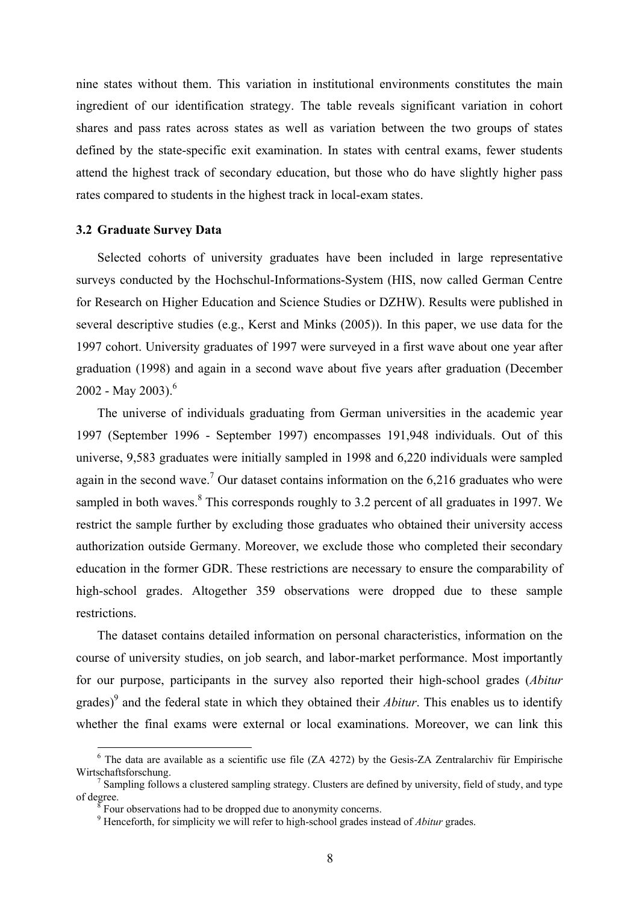nine states without them. This variation in institutional environments constitutes the main ingredient of our identification strategy. The table reveals significant variation in cohort shares and pass rates across states as well as variation between the two groups of states defined by the state-specific exit examination. In states with central exams, fewer students attend the highest track of secondary education, but those who do have slightly higher pass rates compared to students in the highest track in local-exam states.

### 3.2 Graduate Survey Data

Selected cohorts of university graduates have been included in large representative surveys conducted by the Hochschul-Informations-System (HIS, now called German Centre for Research on Higher Education and Science Studies or DZHW). Results were published in several descriptive studies (e.g., Kerst and Minks (2005)). In this paper, we use data for the 1997 cohort. University graduates of 1997 were surveyed in a first wave about one year after graduation (1998) and again in a second wave about five years after graduation (December 2002 - May 2003).[6]

The universe of individuals graduating from German universities in the academic year 1997 (September 1996 - September 1997) encompasses 191,948 individuals. Out of this universe, 9,583 graduates were initially sampled in 1998 and 6,220 individuals were sampled again in the second wave.[7] Our dataset contains information on the 6,216 graduates who were sampled in both waves.[8] This corresponds roughly to 3.2 percent of all graduates in 1997. We restrict the sample further by excluding those graduates who obtained their university access authorization outside Germany. Moreover, we exclude those who completed their secondary education in the former GDR. These restrictions are necessary to ensure the comparability of high-school grades. Altogether 359 observations were dropped due to these sample restrictions.

The dataset contains detailed information on personal characteristics, information on the course of university studies, on job search, and labor-market performance. Most importantly for our purpose, participants in the survey also reported their high-school grades (*Abitur* grades)[9] and the federal state in which they obtained their *Abitur*. This enables us to identify whether the final exams were external or local examinations. Moreover, we can link this

---

[6] The data are available as a scientific use file (ZA 4272) by the Gesis-ZA Zentralarchiv für Empirische Wirtschaftsforschung.

[7] Sampling follows a clustered sampling strategy. Clusters are defined by university, field of study, and type of degree.

[8] Four observations had to be dropped due to anonymity concerns.

[9] Henceforth, for simplicity we will refer to high-school grades instead of *Abitur* grades.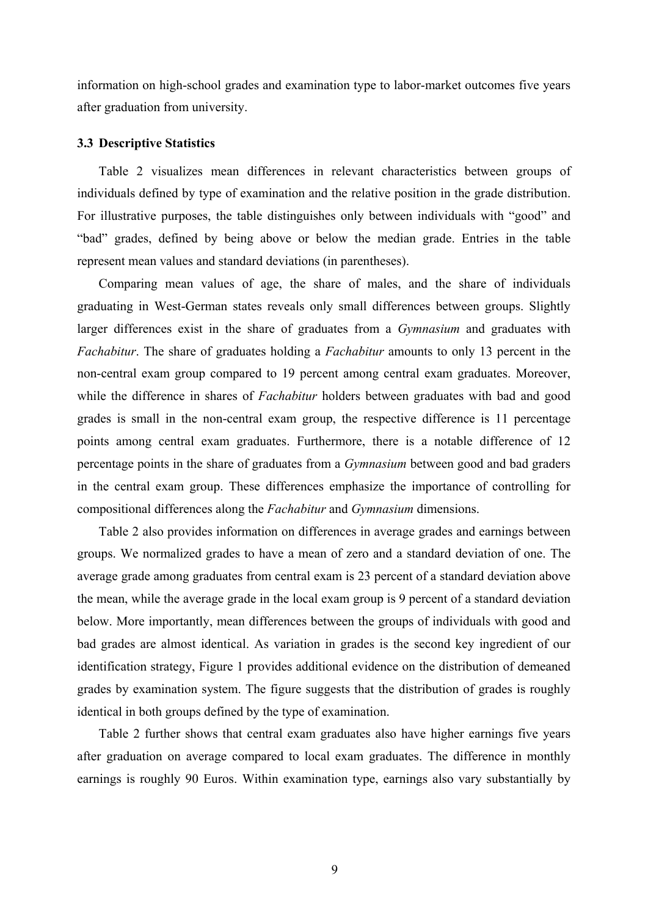information on high-school grades and examination type to labor-market outcomes five years after graduation from university.

### 3.3 Descriptive Statistics

Table 2 visualizes mean differences in relevant characteristics between groups of individuals defined by type of examination and the relative position in the grade distribution. For illustrative purposes, the table distinguishes only between individuals with "good" and "bad" grades, defined by being above or below the median grade. Entries in the table represent mean values and standard deviations (in parentheses).

Comparing mean values of age, the share of males, and the share of individuals graduating in West-German states reveals only small differences between groups. Slightly larger differences exist in the share of graduates from a *Gymnasium* and graduates with *Fachabitur*. The share of graduates holding a *Fachabitur* amounts to only 13 percent in the non-central exam group compared to 19 percent among central exam graduates. Moreover, while the difference in shares of *Fachabitur* holders between graduates with bad and good grades is small in the non-central exam group, the respective difference is 11 percentage points among central exam graduates. Furthermore, there is a notable difference of 12 percentage points in the share of graduates from a *Gymnasium* between good and bad graders in the central exam group. These differences emphasize the importance of controlling for compositional differences along the *Fachabitur* and *Gymnasium* dimensions.

Table 2 also provides information on differences in average grades and earnings between groups. We normalized grades to have a mean of zero and a standard deviation of one. The average grade among graduates from central exam is 23 percent of a standard deviation above the mean, while the average grade in the local exam group is 9 percent of a standard deviation below. More importantly, mean differences between the groups of individuals with good and bad grades are almost identical. As variation in grades is the second key ingredient of our identification strategy, Figure 1 provides additional evidence on the distribution of demeaned grades by examination system. The figure suggests that the distribution of grades is roughly identical in both groups defined by the type of examination.

Table 2 further shows that central exam graduates also have higher earnings five years after graduation on average compared to local exam graduates. The difference in monthly earnings is roughly 90 Euros. Within examination type, earnings also vary substantially by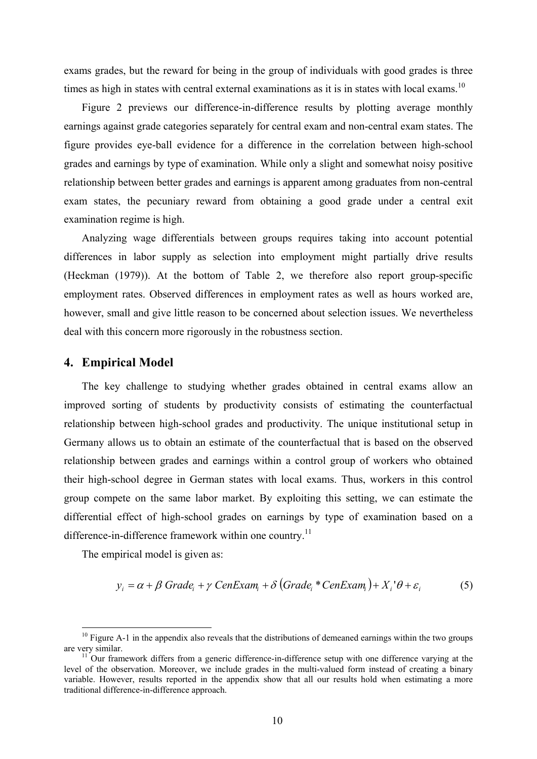exams grades, but the reward for being in the group of individuals with good grades is three times as high in states with central external examinations as it is in states with local exams.[10]

Figure 2 previews our difference-in-difference results by plotting average monthly earnings against grade categories separately for central exam and non-central exam states. The figure provides eye-ball evidence for a difference in the correlation between high-school grades and earnings by type of examination. While only a slight and somewhat noisy positive relationship between better grades and earnings is apparent among graduates from non-central exam states, the pecuniary reward from obtaining a good grade under a central exit examination regime is high.

Analyzing wage differentials between groups requires taking into account potential differences in labor supply as selection into employment might partially drive results (Heckman (1979)). At the bottom of Table 2, we therefore also report group-specific employment rates. Observed differences in employment rates as well as hours worked are, however, small and give little reason to be concerned about selection issues. We nevertheless deal with this concern more rigorously in the robustness section.

## 4. Empirical Model

The key challenge to studying whether grades obtained in central exams allow an improved sorting of students by productivity consists of estimating the counterfactual relationship between high-school grades and productivity. The unique institutional setup in Germany allows us to obtain an estimate of the counterfactual that is based on the observed relationship between grades and earnings within a control group of workers who obtained their high-school degree in German states with local exams. Thus, workers in this control group compete on the same labor market. By exploiting this setting, we can estimate the differential effect of high-school grades on earnings by type of examination based on a difference-in-difference framework within one country.[11]

The empirical model is given as:

$$y_i = \alpha + \beta \; Grade_i + \gamma \; CenExam_i + \delta \left( Grade_i * CenExam_i \right) + X_i{'}\theta + \varepsilon_i \tag{5}$$

[10] Figure A-1 in the appendix also reveals that the distributions of demeaned earnings within the two groups are very similar.

[11] Our framework differs from a generic difference-in-difference setup with one difference varying at the level of the observation. Moreover, we include grades in the multi-valued form instead of creating a binary variable. However, results reported in the appendix show that all our results hold when estimating a more traditional difference-in-difference approach.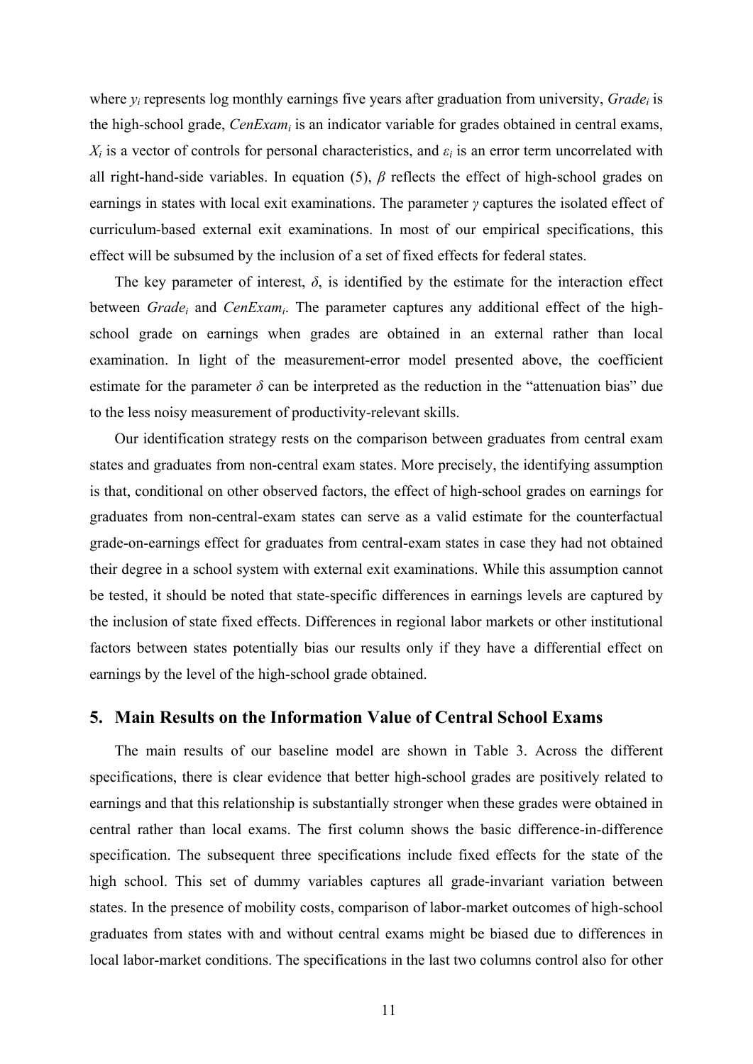where $y_i$ represents log monthly earnings five years after graduation from university, $Grade_i$ is the high-school grade, $CenExam_i$ is an indicator variable for grades obtained in central exams, $X_i$ is a vector of controls for personal characteristics, and $\varepsilon_i$ is an error term uncorrelated with all right-hand-side variables. In equation (5), $\beta$ reflects the effect of high-school grades on earnings in states with local exit examinations. The parameter $\gamma$ captures the isolated effect of curriculum-based external exit examinations. In most of our empirical specifications, this effect will be subsumed by the inclusion of a set of fixed effects for federal states.

The key parameter of interest, $\delta$, is identified by the estimate for the interaction effect between $Grade_i$ and $CenExam_i$. The parameter captures any additional effect of the high-school grade on earnings when grades are obtained in an external rather than local examination. In light of the measurement-error model presented above, the coefficient estimate for the parameter $\delta$ can be interpreted as the reduction in the "attenuation bias" due to the less noisy measurement of productivity-relevant skills.

Our identification strategy rests on the comparison between graduates from central exam states and graduates from non-central exam states. More precisely, the identifying assumption is that, conditional on other observed factors, the effect of high-school grades on earnings for graduates from non-central-exam states can serve as a valid estimate for the counterfactual grade-on-earnings effect for graduates from central-exam states in case they had not obtained their degree in a school system with external exit examinations. While this assumption cannot be tested, it should be noted that state-specific differences in earnings levels are captured by the inclusion of state fixed effects. Differences in regional labor markets or other institutional factors between states potentially bias our results only if they have a differential effect on earnings by the level of the high-school grade obtained.

## 5. Main Results on the Information Value of Central School Exams

The main results of our baseline model are shown in Table 3. Across the different specifications, there is clear evidence that better high-school grades are positively related to earnings and that this relationship is substantially stronger when these grades were obtained in central rather than local exams. The first column shows the basic difference-in-difference specification. The subsequent three specifications include fixed effects for the state of the high school. This set of dummy variables captures all grade-invariant variation between states. In the presence of mobility costs, comparison of labor-market outcomes of high-school graduates from states with and without central exams might be biased due to differences in local labor-market conditions. The specifications in the last two columns control also for other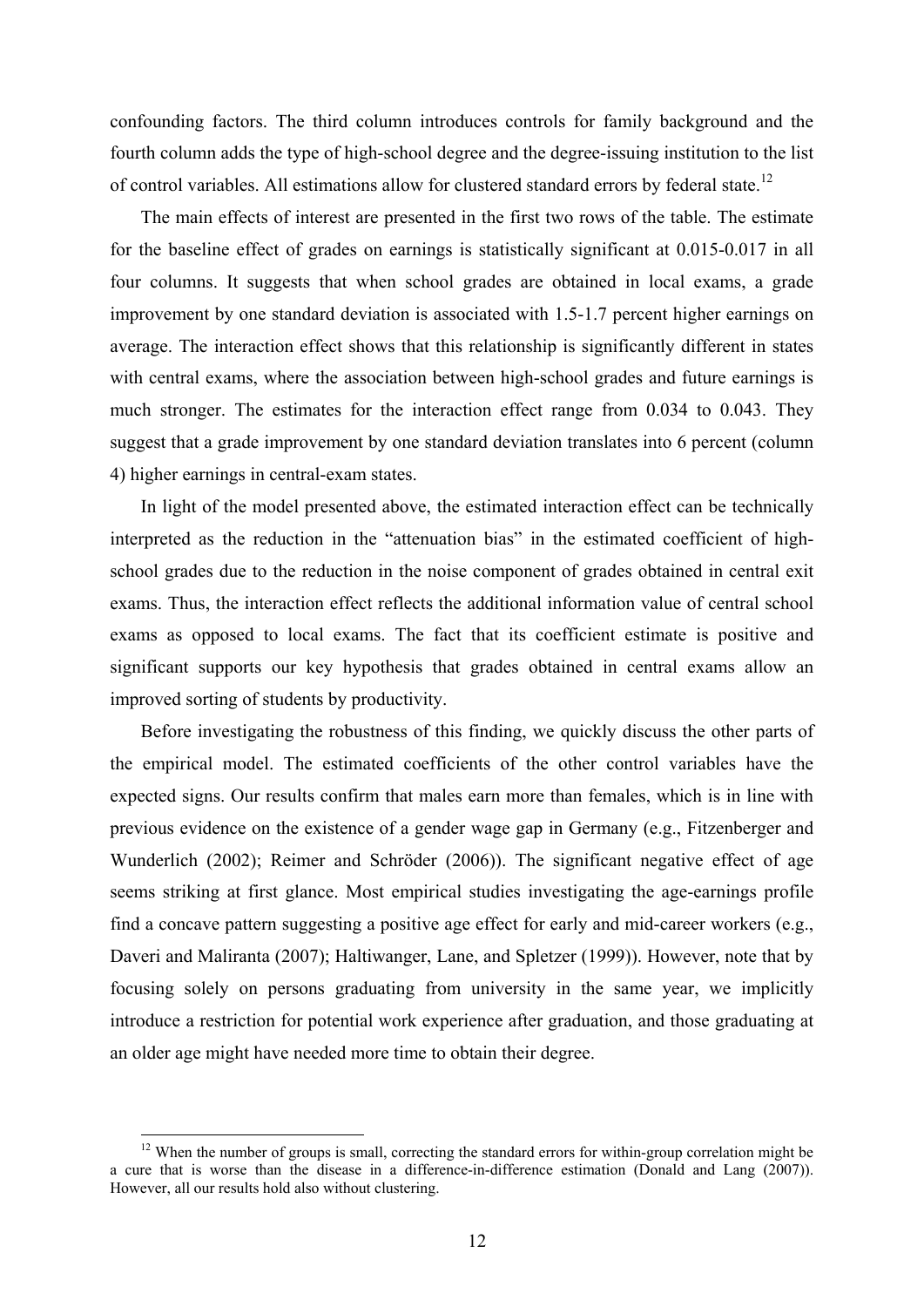confounding factors. The third column introduces controls for family background and the fourth column adds the type of high-school degree and the degree-issuing institution to the list of control variables. All estimations allow for clustered standard errors by federal state.[12]

The main effects of interest are presented in the first two rows of the table. The estimate for the baseline effect of grades on earnings is statistically significant at 0.015-0.017 in all four columns. It suggests that when school grades are obtained in local exams, a grade improvement by one standard deviation is associated with 1.5-1.7 percent higher earnings on average. The interaction effect shows that this relationship is significantly different in states with central exams, where the association between high-school grades and future earnings is much stronger. The estimates for the interaction effect range from 0.034 to 0.043. They suggest that a grade improvement by one standard deviation translates into 6 percent (column 4) higher earnings in central-exam states.

In light of the model presented above, the estimated interaction effect can be technically interpreted as the reduction in the "attenuation bias" in the estimated coefficient of high-school grades due to the reduction in the noise component of grades obtained in central exit exams. Thus, the interaction effect reflects the additional information value of central school exams as opposed to local exams. The fact that its coefficient estimate is positive and significant supports our key hypothesis that grades obtained in central exams allow an improved sorting of students by productivity.

Before investigating the robustness of this finding, we quickly discuss the other parts of the empirical model. The estimated coefficients of the other control variables have the expected signs. Our results confirm that males earn more than females, which is in line with previous evidence on the existence of a gender wage gap in Germany (e.g., Fitzenberger and Wunderlich (2002); Reimer and Schröder (2006)). The significant negative effect of age seems striking at first glance. Most empirical studies investigating the age-earnings profile find a concave pattern suggesting a positive age effect for early and mid-career workers (e.g., Daveri and Maliranta (2007); Haltiwanger, Lane, and Spletzer (1999)). However, note that by focusing solely on persons graduating from university in the same year, we implicitly introduce a restriction for potential work experience after graduation, and those graduating at an older age might have needed more time to obtain their degree.

[12] When the number of groups is small, correcting the standard errors for within-group correlation might be a cure that is worse than the disease in a difference-in-difference estimation (Donald and Lang (2007)). However, all our results hold also without clustering.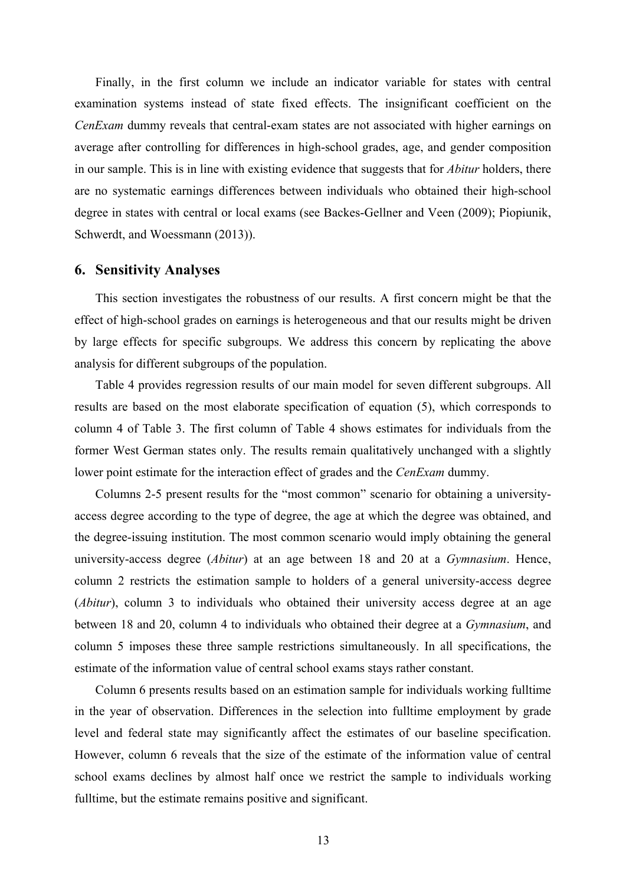Finally, in the first column we include an indicator variable for states with central examination systems instead of state fixed effects. The insignificant coefficient on the *CenExam* dummy reveals that central-exam states are not associated with higher earnings on average after controlling for differences in high-school grades, age, and gender composition in our sample. This is in line with existing evidence that suggests that for *Abitur* holders, there are no systematic earnings differences between individuals who obtained their high-school degree in states with central or local exams (see Backes-Gellner and Veen (2009); Piopiunik, Schwerdt, and Woessmann (2013)).

## 6. Sensitivity Analyses

This section investigates the robustness of our results. A first concern might be that the effect of high-school grades on earnings is heterogeneous and that our results might be driven by large effects for specific subgroups. We address this concern by replicating the above analysis for different subgroups of the population.

Table 4 provides regression results of our main model for seven different subgroups. All results are based on the most elaborate specification of equation (5), which corresponds to column 4 of Table 3. The first column of Table 4 shows estimates for individuals from the former West German states only. The results remain qualitatively unchanged with a slightly lower point estimate for the interaction effect of grades and the *CenExam* dummy.

Columns 2-5 present results for the "most common" scenario for obtaining a university-access degree according to the type of degree, the age at which the degree was obtained, and the degree-issuing institution. The most common scenario would imply obtaining the general university-access degree (*Abitur*) at an age between 18 and 20 at a *Gymnasium*. Hence, column 2 restricts the estimation sample to holders of a general university-access degree (*Abitur*), column 3 to individuals who obtained their university access degree at an age between 18 and 20, column 4 to individuals who obtained their degree at a *Gymnasium*, and column 5 imposes these three sample restrictions simultaneously. In all specifications, the estimate of the information value of central school exams stays rather constant.

Column 6 presents results based on an estimation sample for individuals working fulltime in the year of observation. Differences in the selection into fulltime employment by grade level and federal state may significantly affect the estimates of our baseline specification. However, column 6 reveals that the size of the estimate of the information value of central school exams declines by almost half once we restrict the sample to individuals working fulltime, but the estimate remains positive and significant.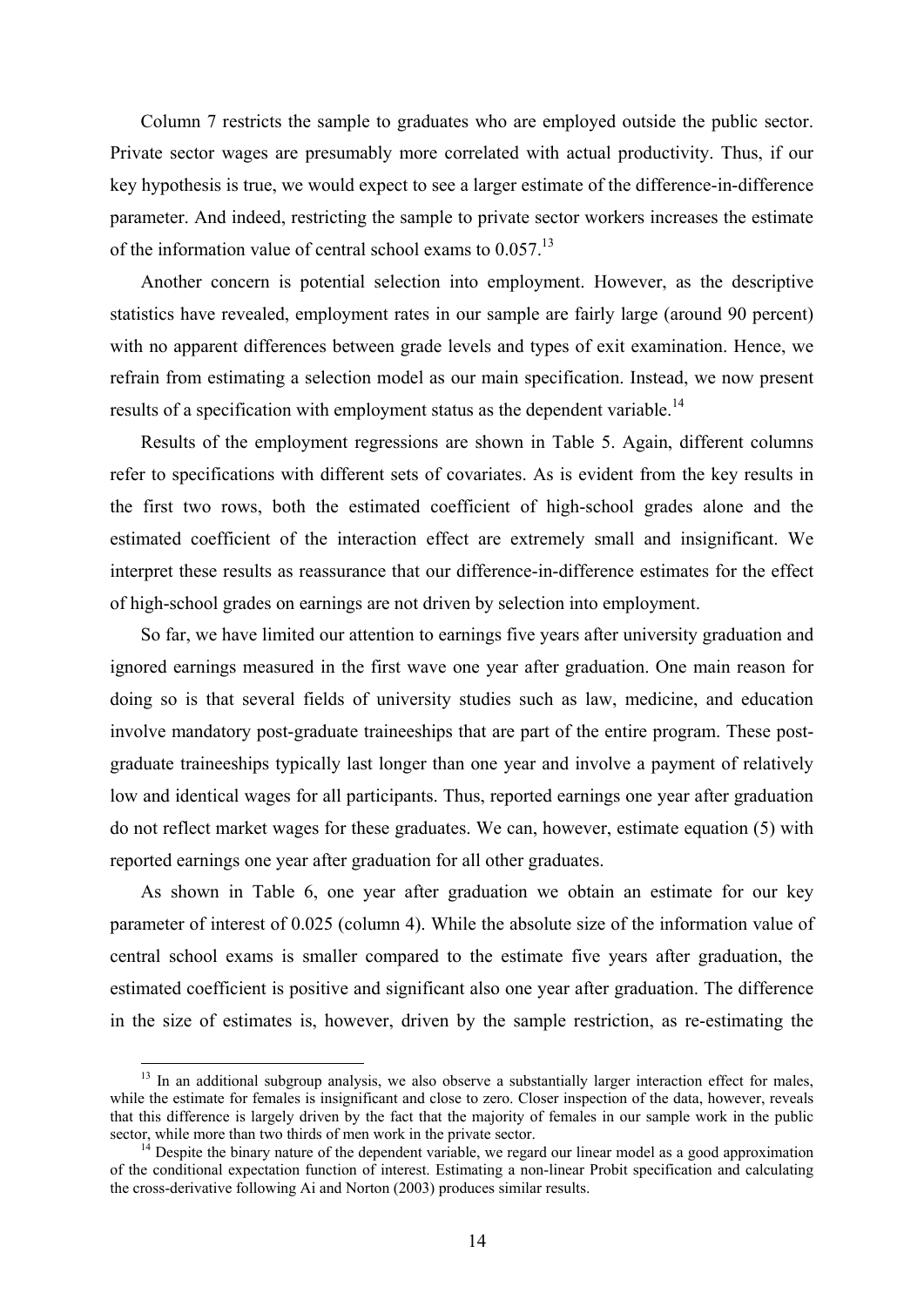Column 7 restricts the sample to graduates who are employed outside the public sector. Private sector wages are presumably more correlated with actual productivity. Thus, if our key hypothesis is true, we would expect to see a larger estimate of the difference-in-difference parameter. And indeed, restricting the sample to private sector workers increases the estimate of the information value of central school exams to 0.057.[13]

Another concern is potential selection into employment. However, as the descriptive statistics have revealed, employment rates in our sample are fairly large (around 90 percent) with no apparent differences between grade levels and types of exit examination. Hence, we refrain from estimating a selection model as our main specification. Instead, we now present results of a specification with employment status as the dependent variable.[14]

Results of the employment regressions are shown in Table 5. Again, different columns refer to specifications with different sets of covariates. As is evident from the key results in the first two rows, both the estimated coefficient of high-school grades alone and the estimated coefficient of the interaction effect are extremely small and insignificant. We interpret these results as reassurance that our difference-in-difference estimates for the effect of high-school grades on earnings are not driven by selection into employment.

So far, we have limited our attention to earnings five years after university graduation and ignored earnings measured in the first wave one year after graduation. One main reason for doing so is that several fields of university studies such as law, medicine, and education involve mandatory post-graduate traineeships that are part of the entire program. These post-graduate traineeships typically last longer than one year and involve a payment of relatively low and identical wages for all participants. Thus, reported earnings one year after graduation do not reflect market wages for these graduates. We can, however, estimate equation (5) with reported earnings one year after graduation for all other graduates.

As shown in Table 6, one year after graduation we obtain an estimate for our key parameter of interest of 0.025 (column 4). While the absolute size of the information value of central school exams is smaller compared to the estimate five years after graduation, the estimated coefficient is positive and significant also one year after graduation. The difference in the size of estimates is, however, driven by the sample restriction, as re-estimating the

[13] In an additional subgroup analysis, we also observe a substantially larger interaction effect for males, while the estimate for females is insignificant and close to zero. Closer inspection of the data, however, reveals that this difference is largely driven by the fact that the majority of females in our sample work in the public sector, while more than two thirds of men work in the private sector.

[14] Despite the binary nature of the dependent variable, we regard our linear model as a good approximation of the conditional expectation function of interest. Estimating a non-linear Probit specification and calculating the cross-derivative following Ai and Norton (2003) produces similar results.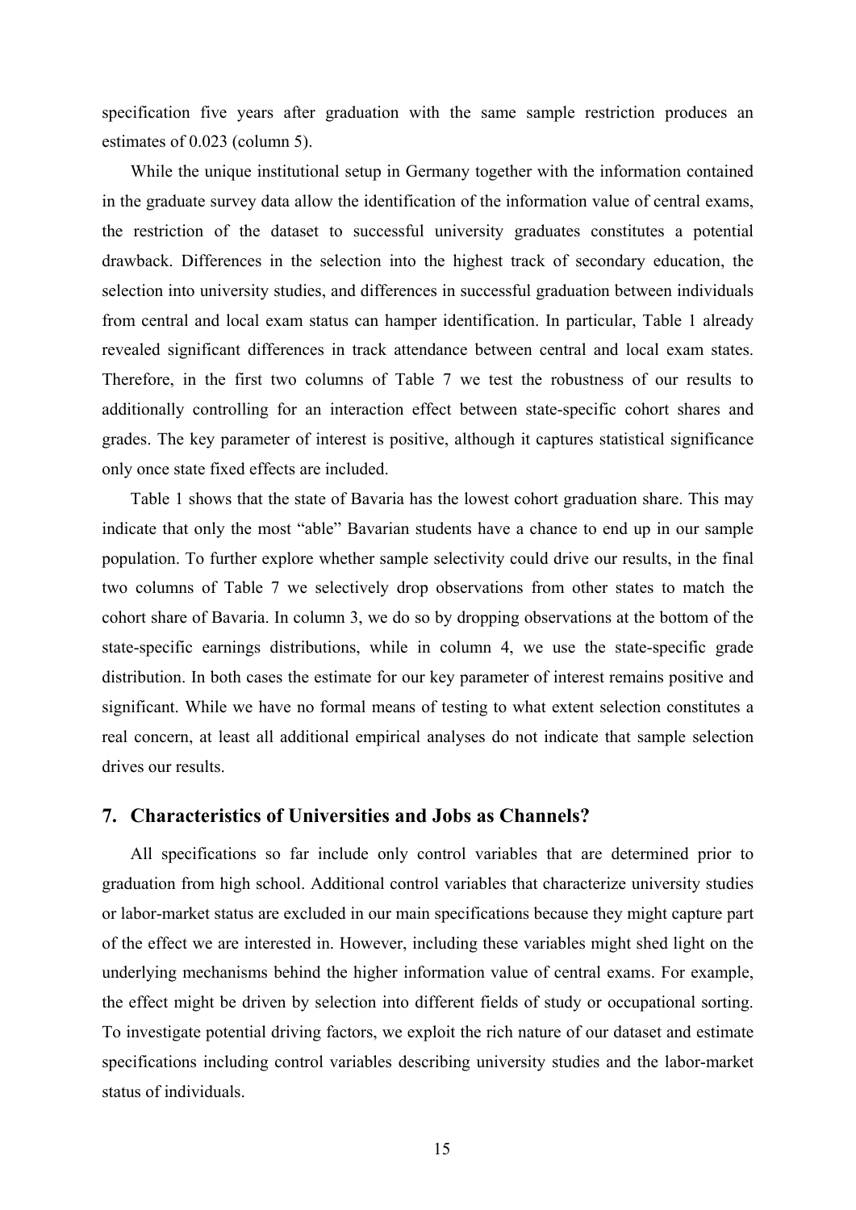specification five years after graduation with the same sample restriction produces an estimates of 0.023 (column 5).

While the unique institutional setup in Germany together with the information contained in the graduate survey data allow the identification of the information value of central exams, the restriction of the dataset to successful university graduates constitutes a potential drawback. Differences in the selection into the highest track of secondary education, the selection into university studies, and differences in successful graduation between individuals from central and local exam status can hamper identification. In particular, Table 1 already revealed significant differences in track attendance between central and local exam states. Therefore, in the first two columns of Table 7 we test the robustness of our results to additionally controlling for an interaction effect between state-specific cohort shares and grades. The key parameter of interest is positive, although it captures statistical significance only once state fixed effects are included.

Table 1 shows that the state of Bavaria has the lowest cohort graduation share. This may indicate that only the most "able" Bavarian students have a chance to end up in our sample population. To further explore whether sample selectivity could drive our results, in the final two columns of Table 7 we selectively drop observations from other states to match the cohort share of Bavaria. In column 3, we do so by dropping observations at the bottom of the state-specific earnings distributions, while in column 4, we use the state-specific grade distribution. In both cases the estimate for our key parameter of interest remains positive and significant. While we have no formal means of testing to what extent selection constitutes a real concern, at least all additional empirical analyses do not indicate that sample selection drives our results.

## 7. Characteristics of Universities and Jobs as Channels?

All specifications so far include only control variables that are determined prior to graduation from high school. Additional control variables that characterize university studies or labor-market status are excluded in our main specifications because they might capture part of the effect we are interested in. However, including these variables might shed light on the underlying mechanisms behind the higher information value of central exams. For example, the effect might be driven by selection into different fields of study or occupational sorting. To investigate potential driving factors, we exploit the rich nature of our dataset and estimate specifications including control variables describing university studies and the labor-market status of individuals.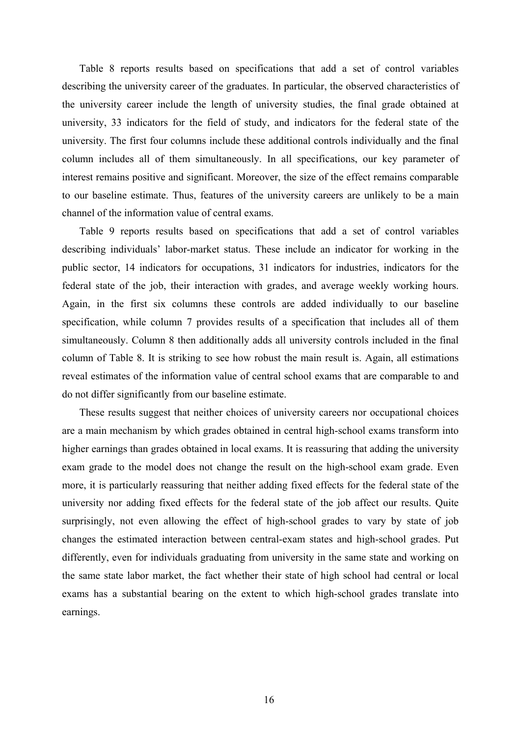Table 8 reports results based on specifications that add a set of control variables describing the university career of the graduates. In particular, the observed characteristics of the university career include the length of university studies, the final grade obtained at university, 33 indicators for the field of study, and indicators for the federal state of the university. The first four columns include these additional controls individually and the final column includes all of them simultaneously. In all specifications, our key parameter of interest remains positive and significant. Moreover, the size of the effect remains comparable to our baseline estimate. Thus, features of the university careers are unlikely to be a main channel of the information value of central exams.

Table 9 reports results based on specifications that add a set of control variables describing individuals' labor-market status. These include an indicator for working in the public sector, 14 indicators for occupations, 31 indicators for industries, indicators for the federal state of the job, their interaction with grades, and average weekly working hours. Again, in the first six columns these controls are added individually to our baseline specification, while column 7 provides results of a specification that includes all of them simultaneously. Column 8 then additionally adds all university controls included in the final column of Table 8. It is striking to see how robust the main result is. Again, all estimations reveal estimates of the information value of central school exams that are comparable to and do not differ significantly from our baseline estimate.

These results suggest that neither choices of university careers nor occupational choices are a main mechanism by which grades obtained in central high-school exams transform into higher earnings than grades obtained in local exams. It is reassuring that adding the university exam grade to the model does not change the result on the high-school exam grade. Even more, it is particularly reassuring that neither adding fixed effects for the federal state of the university nor adding fixed effects for the federal state of the job affect our results. Quite surprisingly, not even allowing the effect of high-school grades to vary by state of job changes the estimated interaction between central-exam states and high-school grades. Put differently, even for individuals graduating from university in the same state and working on the same state labor market, the fact whether their state of high school had central or local exams has a substantial bearing on the extent to which high-school grades translate into earnings.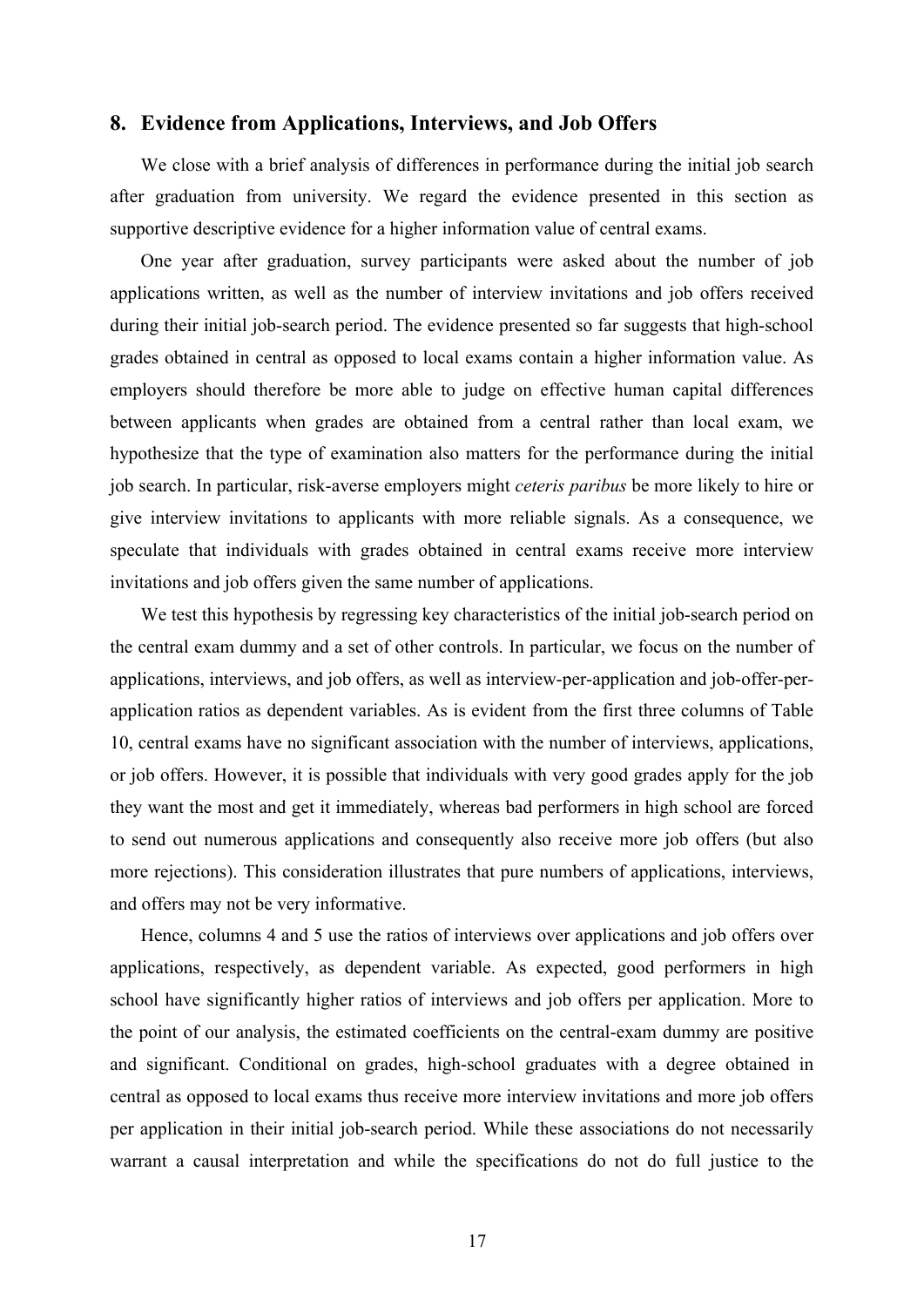## 8. Evidence from Applications, Interviews, and Job Offers

We close with a brief analysis of differences in performance during the initial job search after graduation from university. We regard the evidence presented in this section as supportive descriptive evidence for a higher information value of central exams.

One year after graduation, survey participants were asked about the number of job applications written, as well as the number of interview invitations and job offers received during their initial job-search period. The evidence presented so far suggests that high-school grades obtained in central as opposed to local exams contain a higher information value. As employers should therefore be more able to judge on effective human capital differences between applicants when grades are obtained from a central rather than local exam, we hypothesize that the type of examination also matters for the performance during the initial job search. In particular, risk-averse employers might *ceteris paribus* be more likely to hire or give interview invitations to applicants with more reliable signals. As a consequence, we speculate that individuals with grades obtained in central exams receive more interview invitations and job offers given the same number of applications.

We test this hypothesis by regressing key characteristics of the initial job-search period on the central exam dummy and a set of other controls. In particular, we focus on the number of applications, interviews, and job offers, as well as interview-per-application and job-offer-per-application ratios as dependent variables. As is evident from the first three columns of Table 10, central exams have no significant association with the number of interviews, applications, or job offers. However, it is possible that individuals with very good grades apply for the job they want the most and get it immediately, whereas bad performers in high school are forced to send out numerous applications and consequently also receive more job offers (but also more rejections). This consideration illustrates that pure numbers of applications, interviews, and offers may not be very informative.

Hence, columns 4 and 5 use the ratios of interviews over applications and job offers over applications, respectively, as dependent variable. As expected, good performers in high school have significantly higher ratios of interviews and job offers per application. More to the point of our analysis, the estimated coefficients on the central-exam dummy are positive and significant. Conditional on grades, high-school graduates with a degree obtained in central as opposed to local exams thus receive more interview invitations and more job offers per application in their initial job-search period. While these associations do not necessarily warrant a causal interpretation and while the specifications do not do full justice to the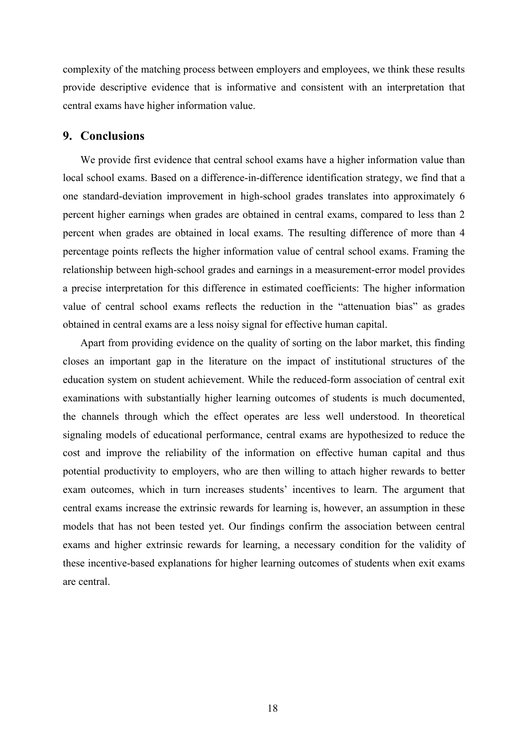complexity of the matching process between employers and employees, we think these results provide descriptive evidence that is informative and consistent with an interpretation that central exams have higher information value.

## 9. Conclusions

We provide first evidence that central school exams have a higher information value than local school exams. Based on a difference-in-difference identification strategy, we find that a one standard-deviation improvement in high-school grades translates into approximately 6 percent higher earnings when grades are obtained in central exams, compared to less than 2 percent when grades are obtained in local exams. The resulting difference of more than 4 percentage points reflects the higher information value of central school exams. Framing the relationship between high-school grades and earnings in a measurement-error model provides a precise interpretation for this difference in estimated coefficients: The higher information value of central school exams reflects the reduction in the "attenuation bias" as grades obtained in central exams are a less noisy signal for effective human capital.

Apart from providing evidence on the quality of sorting on the labor market, this finding closes an important gap in the literature on the impact of institutional structures of the education system on student achievement. While the reduced-form association of central exit examinations with substantially higher learning outcomes of students is much documented, the channels through which the effect operates are less well understood. In theoretical signaling models of educational performance, central exams are hypothesized to reduce the cost and improve the reliability of the information on effective human capital and thus potential productivity to employers, who are then willing to attach higher rewards to better exam outcomes, which in turn increases students' incentives to learn. The argument that central exams increase the extrinsic rewards for learning is, however, an assumption in these models that has not been tested yet. Our findings confirm the association between central exams and higher extrinsic rewards for learning, a necessary condition for the validity of these incentive-based explanations for higher learning outcomes of students when exit exams are central.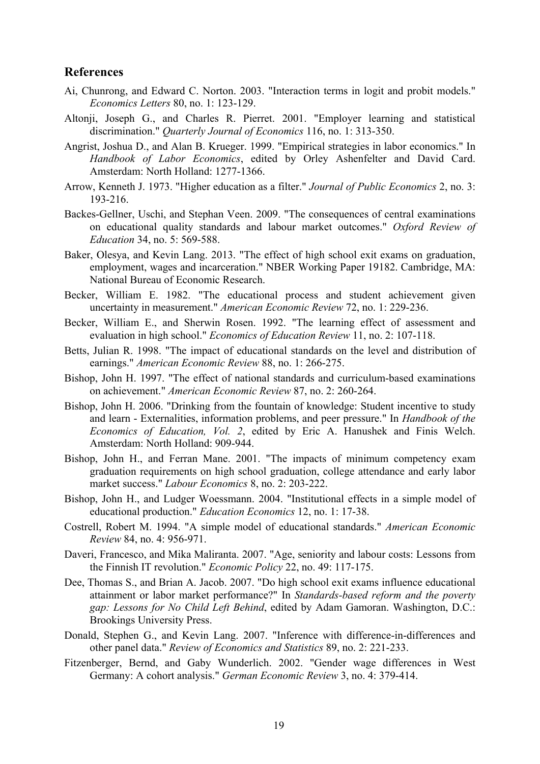## References

Ai, Chunrong, and Edward C. Norton. 2003. "Interaction terms in logit and probit models." *Economics Letters* 80, no. 1: 123-129.

Altonji, Joseph G., and Charles R. Pierret. 2001. "Employer learning and statistical discrimination." *Quarterly Journal of Economics* 116, no. 1: 313-350.

Angrist, Joshua D., and Alan B. Krueger. 1999. "Empirical strategies in labor economics." In *Handbook of Labor Economics*, edited by Orley Ashenfelter and David Card. Amsterdam: North Holland: 1277-1366.

Arrow, Kenneth J. 1973. "Higher education as a filter." *Journal of Public Economics* 2, no. 3: 193-216.

Backes-Gellner, Uschi, and Stephan Veen. 2009. "The consequences of central examinations on educational quality standards and labour market outcomes." *Oxford Review of Education* 34, no. 5: 569-588.

Baker, Olesya, and Kevin Lang. 2013. "The effect of high school exit exams on graduation, employment, wages and incarceration." NBER Working Paper 19182. Cambridge, MA: National Bureau of Economic Research.

Becker, William E. 1982. "The educational process and student achievement given uncertainty in measurement." *American Economic Review* 72, no. 1: 229-236.

Becker, William E., and Sherwin Rosen. 1992. "The learning effect of assessment and evaluation in high school." *Economics of Education Review* 11, no. 2: 107-118.

Betts, Julian R. 1998. "The impact of educational standards on the level and distribution of earnings." *American Economic Review* 88, no. 1: 266-275.

Bishop, John H. 1997. "The effect of national standards and curriculum-based examinations on achievement." *American Economic Review* 87, no. 2: 260-264.

Bishop, John H. 2006. "Drinking from the fountain of knowledge: Student incentive to study and learn - Externalities, information problems, and peer pressure." In *Handbook of the Economics of Education, Vol. 2*, edited by Eric A. Hanushek and Finis Welch. Amsterdam: North Holland: 909-944.

Bishop, John H., and Ferran Mane. 2001. "The impacts of minimum competency exam graduation requirements on high school graduation, college attendance and early labor market success." *Labour Economics* 8, no. 2: 203-222.

Bishop, John H., and Ludger Woessmann. 2004. "Institutional effects in a simple model of educational production." *Education Economics* 12, no. 1: 17-38.

Costrell, Robert M. 1994. "A simple model of educational standards." *American Economic Review* 84, no. 4: 956-971.

Daveri, Francesco, and Mika Maliranta. 2007. "Age, seniority and labour costs: Lessons from the Finnish IT revolution." *Economic Policy* 22, no. 49: 117-175.

Dee, Thomas S., and Brian A. Jacob. 2007. "Do high school exit exams influence educational attainment or labor market performance?" In *Standards-based reform and the poverty gap: Lessons for No Child Left Behind*, edited by Adam Gamoran. Washington, D.C.: Brookings University Press.

Donald, Stephen G., and Kevin Lang. 2007. "Inference with difference-in-differences and other panel data." *Review of Economics and Statistics* 89, no. 2: 221-233.

Fitzenberger, Bernd, and Gaby Wunderlich. 2002. "Gender wage differences in West Germany: A cohort analysis." *German Economic Review* 3, no. 4: 379-414.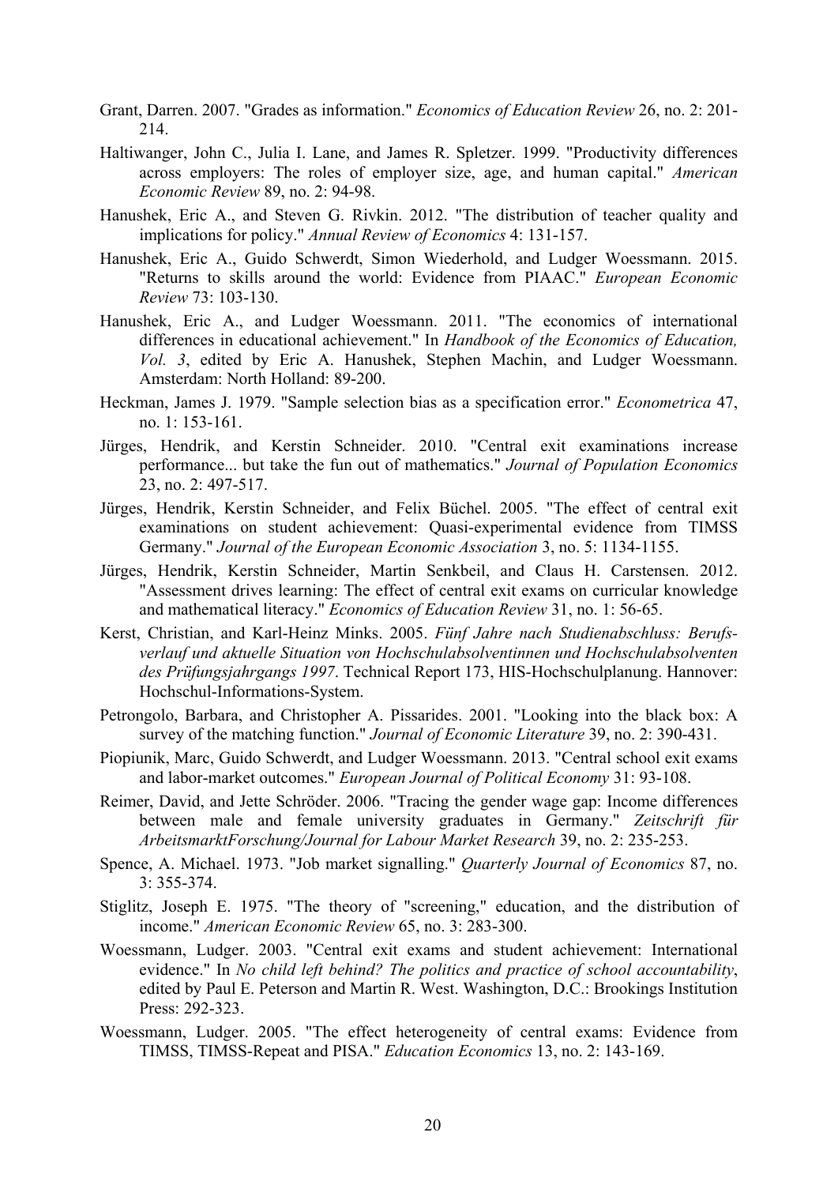Grant, Darren. 2007. "Grades as information." *Economics of Education Review* 26, no. 2: 201-214.

Haltiwanger, John C., Julia I. Lane, and James R. Spletzer. 1999. "Productivity differences across employers: The roles of employer size, age, and human capital." *American Economic Review* 89, no. 2: 94-98.

Hanushek, Eric A., and Steven G. Rivkin. 2012. "The distribution of teacher quality and implications for policy." *Annual Review of Economics* 4: 131-157.

Hanushek, Eric A., Guido Schwerdt, Simon Wiederhold, and Ludger Woessmann. 2015. "Returns to skills around the world: Evidence from PIAAC." *European Economic Review* 73: 103-130.

Hanushek, Eric A., and Ludger Woessmann. 2011. "The economics of international differences in educational achievement." In *Handbook of the Economics of Education, Vol. 3*, edited by Eric A. Hanushek, Stephen Machin, and Ludger Woessmann. Amsterdam: North Holland: 89-200.

Heckman, James J. 1979. "Sample selection bias as a specification error." *Econometrica* 47, no. 1: 153-161.

Jürges, Hendrik, and Kerstin Schneider. 2010. "Central exit examinations increase performance... but take the fun out of mathematics." *Journal of Population Economics* 23, no. 2: 497-517.

Jürges, Hendrik, Kerstin Schneider, and Felix Büchel. 2005. "The effect of central exit examinations on student achievement: Quasi-experimental evidence from TIMSS Germany." *Journal of the European Economic Association* 3, no. 5: 1134-1155.

Jürges, Hendrik, Kerstin Schneider, Martin Senkbeil, and Claus H. Carstensen. 2012. "Assessment drives learning: The effect of central exit exams on curricular knowledge and mathematical literacy." *Economics of Education Review* 31, no. 1: 56-65.

Kerst, Christian, and Karl-Heinz Minks. 2005. *Fünf Jahre nach Studienabschluss: Berufsverlauf und aktuelle Situation von Hochschulabsolventinnen und Hochschulabsolventen des Prüfungsjahrgangs 1997*. Technical Report 173, HIS-Hochschulplanung. Hannover: Hochschul-Informations-System.

Petrongolo, Barbara, and Christopher A. Pissarides. 2001. "Looking into the black box: A survey of the matching function." *Journal of Economic Literature* 39, no. 2: 390-431.

Piopiunik, Marc, Guido Schwerdt, and Ludger Woessmann. 2013. "Central school exit exams and labor-market outcomes." *European Journal of Political Economy* 31: 93-108.

Reimer, David, and Jette Schröder. 2006. "Tracing the gender wage gap: Income differences between male and female university graduates in Germany." *Zeitschrift für ArbeitsmarktForschung/Journal for Labour Market Research* 39, no. 2: 235-253.

Spence, A. Michael. 1973. "Job market signalling." *Quarterly Journal of Economics* 87, no. 3: 355-374.

Stiglitz, Joseph E. 1975. "The theory of "screening," education, and the distribution of income." *American Economic Review* 65, no. 3: 283-300.

Woessmann, Ludger. 2003. "Central exit exams and student achievement: International evidence." In *No child left behind? The politics and practice of school accountability*, edited by Paul E. Peterson and Martin R. West. Washington, D.C.: Brookings Institution Press: 292-323.

Woessmann, Ludger. 2005. "The effect heterogeneity of central exams: Evidence from TIMSS, TIMSS-Repeat and PISA." *Education Economics* 13, no. 2: 143-169.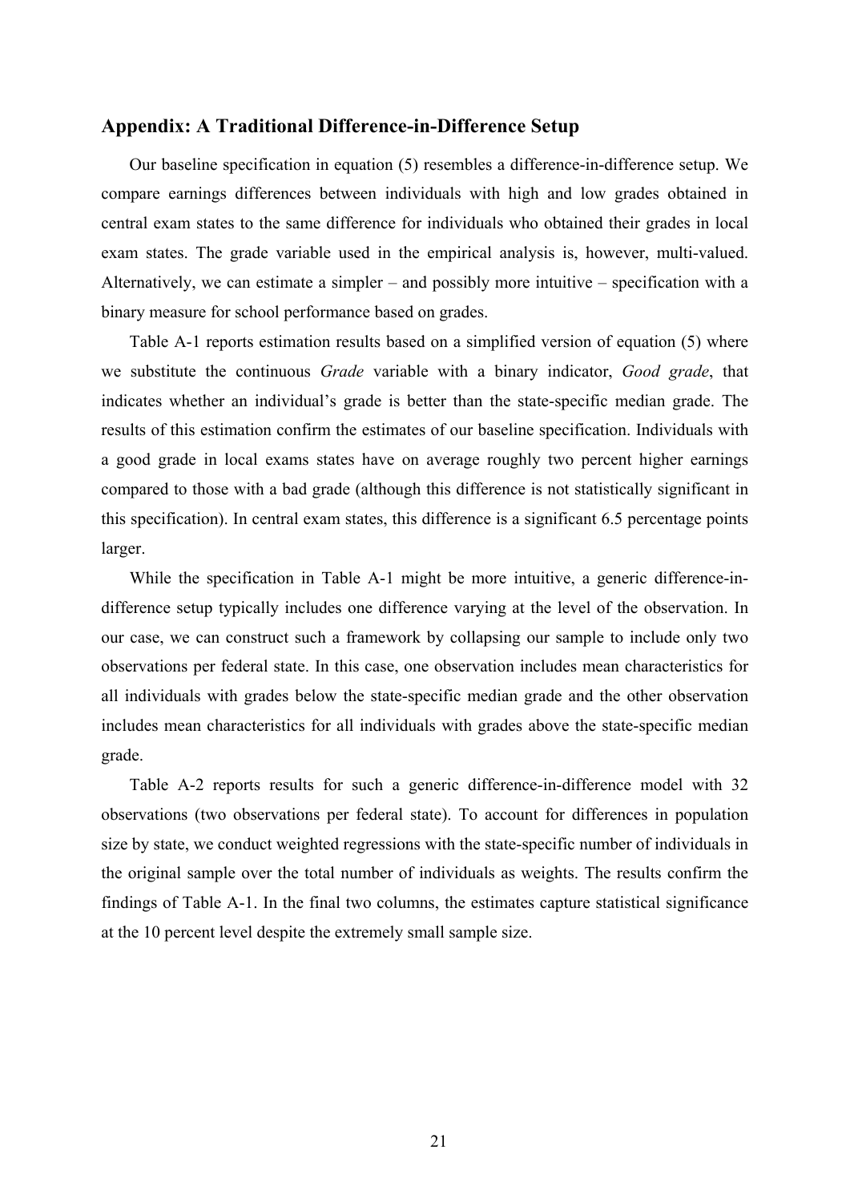## Appendix: A Traditional Difference-in-Difference Setup

Our baseline specification in equation (5) resembles a difference-in-difference setup. We compare earnings differences between individuals with high and low grades obtained in central exam states to the same difference for individuals who obtained their grades in local exam states. The grade variable used in the empirical analysis is, however, multi-valued. Alternatively, we can estimate a simpler – and possibly more intuitive – specification with a binary measure for school performance based on grades.

Table A-1 reports estimation results based on a simplified version of equation (5) where we substitute the continuous *Grade* variable with a binary indicator, *Good grade*, that indicates whether an individual's grade is better than the state-specific median grade. The results of this estimation confirm the estimates of our baseline specification. Individuals with a good grade in local exams states have on average roughly two percent higher earnings compared to those with a bad grade (although this difference is not statistically significant in this specification). In central exam states, this difference is a significant 6.5 percentage points larger.

While the specification in Table A-1 might be more intuitive, a generic difference-in-difference setup typically includes one difference varying at the level of the observation. In our case, we can construct such a framework by collapsing our sample to include only two observations per federal state. In this case, one observation includes mean characteristics for all individuals with grades below the state-specific median grade and the other observation includes mean characteristics for all individuals with grades above the state-specific median grade.

Table A-2 reports results for such a generic difference-in-difference model with 32 observations (two observations per federal state). To account for differences in population size by state, we conduct weighted regressions with the state-specific number of individuals in the original sample over the total number of individuals as weights. The results confirm the findings of Table A-1. In the final two columns, the estimates capture statistical significance at the 10 percent level despite the extremely small sample size.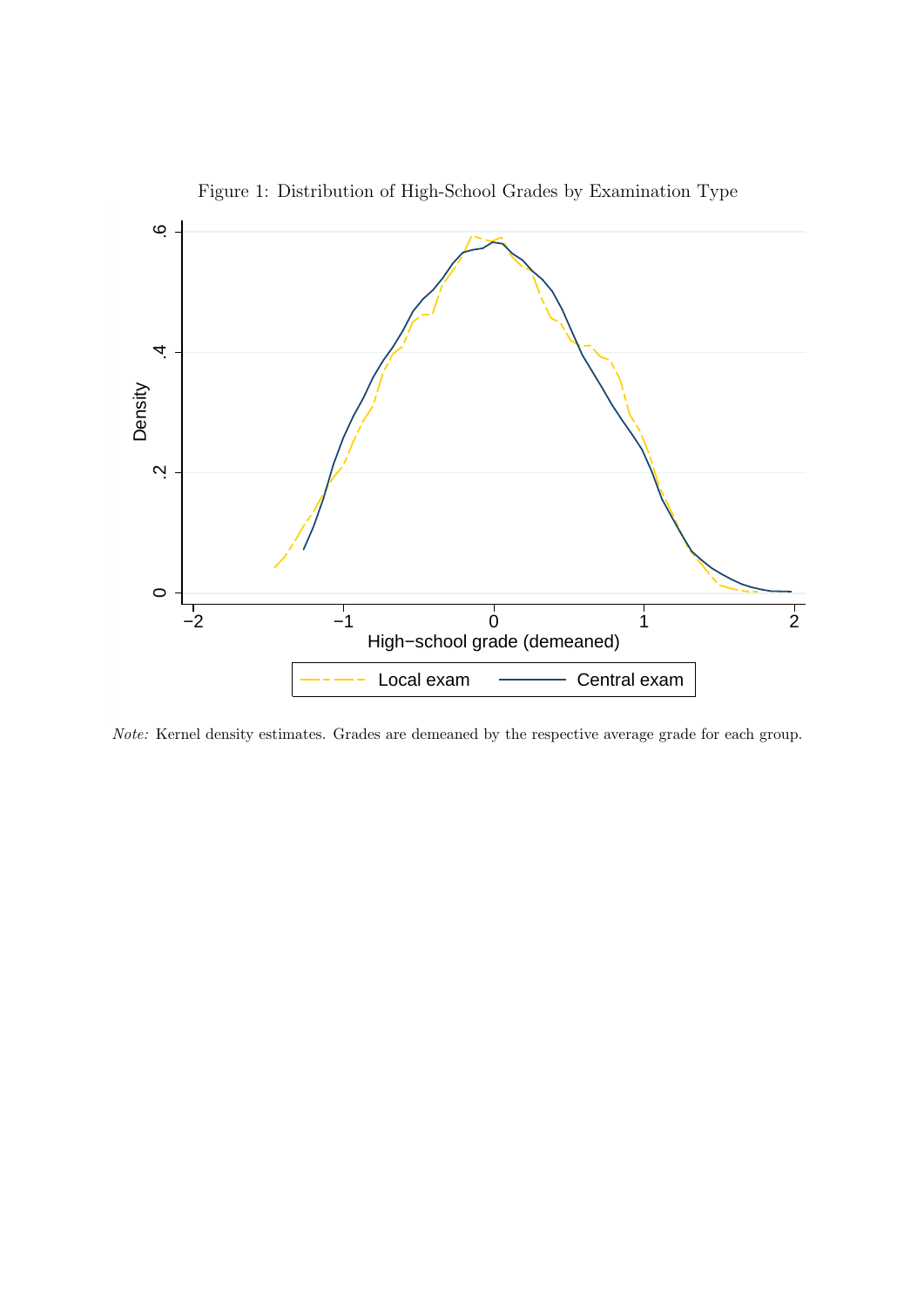Figure 1: Distribution of High-School Grades by Examination Type

*Note:* Kernel density estimates. Grades are demeaned by the respective average grade for each group.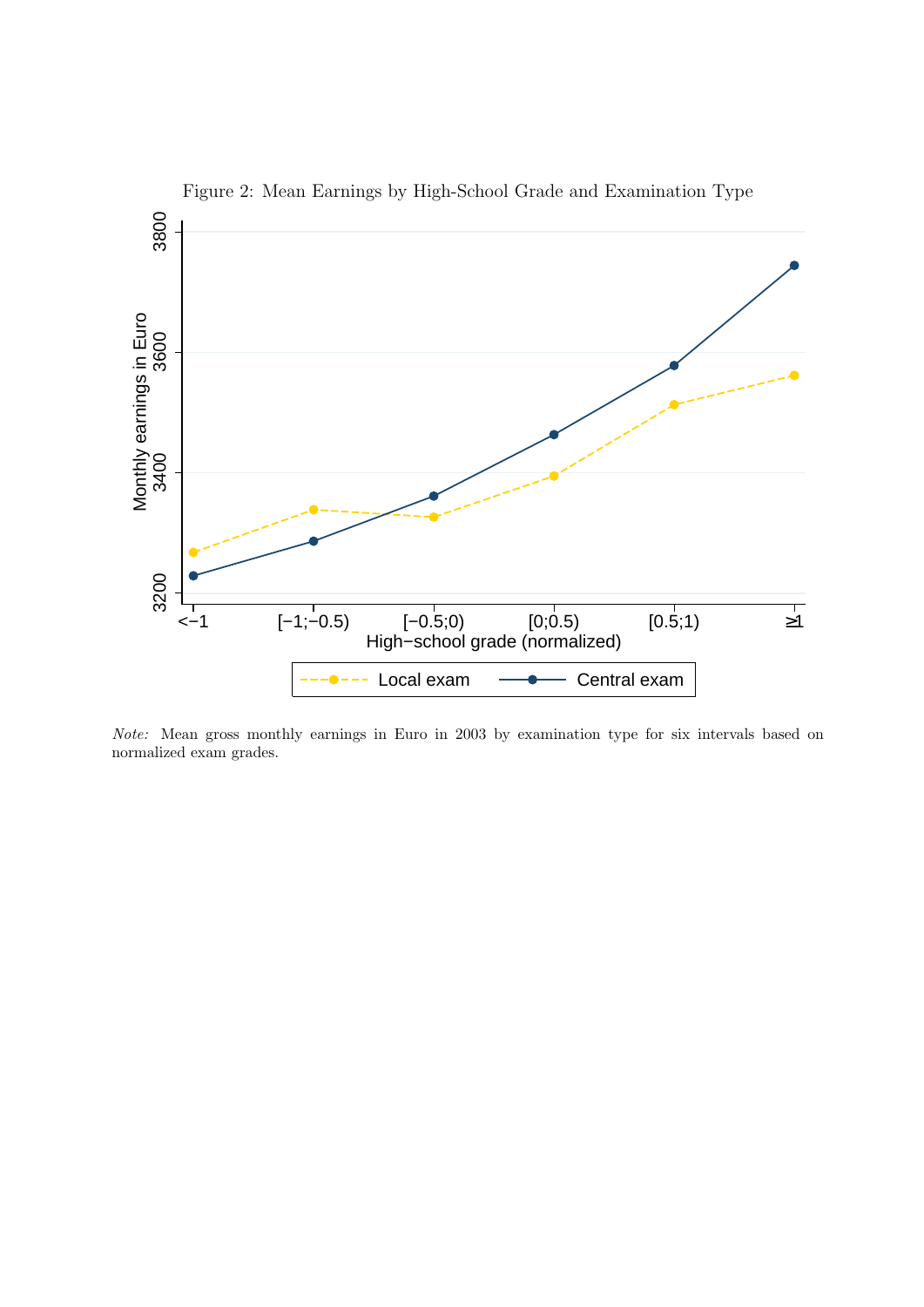Figure 2: Mean Earnings by High-School Grade and Examination Type

*Note:* Mean gross monthly earnings in Euro in 2003 by examination type for six intervals based on normalized exam grades.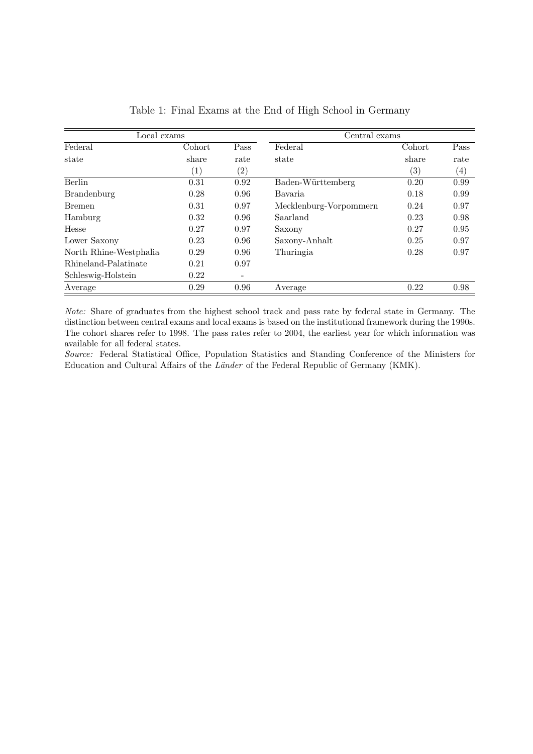Table 1: Final Exams at the End of High School in Germany

| Local exams | | | Central exams | | |
|---|---|---|---|---|---|
| Federal state | Cohort share | Pass rate | Federal state | Cohort share | Pass rate |
| | (1) | (2) | | (3) | (4) |
| Berlin | 0.31 | 0.92 | Baden-Württemberg | 0.20 | 0.99 |
| Brandenburg | 0.28 | 0.96 | Bavaria | 0.18 | 0.99 |
| Bremen | 0.31 | 0.97 | Mecklenburg-Vorpommern | 0.24 | 0.97 |
| Hamburg | 0.32 | 0.96 | Saarland | 0.23 | 0.98 |
| Hesse | 0.27 | 0.97 | Saxony | 0.27 | 0.95 |
| Lower Saxony | 0.23 | 0.96 | Saxony-Anhalt | 0.25 | 0.97 |
| North Rhine-Westphalia | 0.29 | 0.96 | Thuringia | 0.28 | 0.97 |
| Rhineland-Palatinate | 0.21 | 0.97 | | | |
| Schleswig-Holstein | 0.22 | - | | | |
| Average | 0.29 | 0.96 | Average | 0.22 | 0.98 |

*Note:* Share of graduates from the highest school track and pass rate by federal state in Germany. The distinction between central exams and local exams is based on the institutional framework during the 1990s. The cohort shares refer to 1998. The pass rates refer to 2004, the earliest year for which information was available for all federal states.

*Source:* Federal Statistical Office, Population Statistics and Standing Conference of the Ministers for Education and Cultural Affairs of the *Länder* of the Federal Republic of Germany (KMK).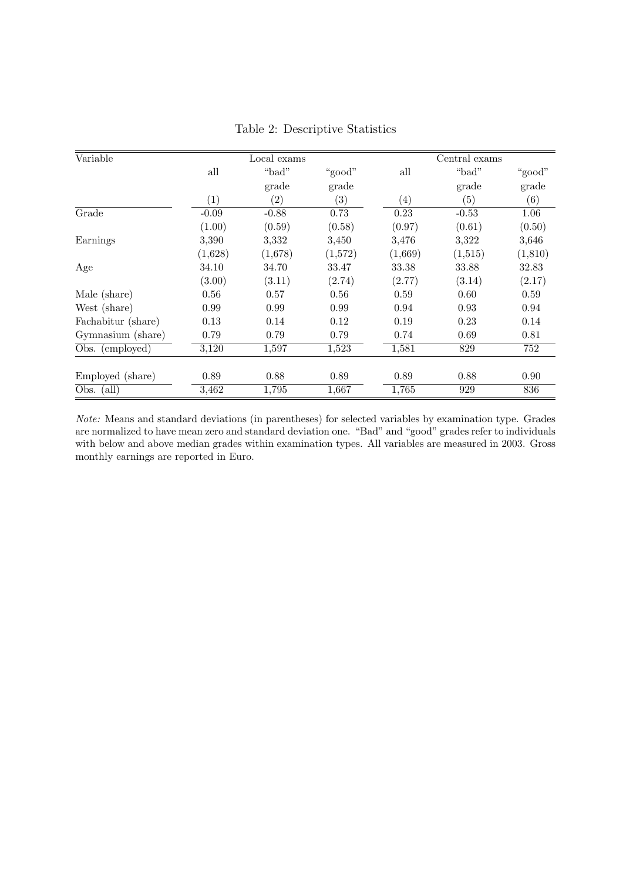Table 2: Descriptive Statistics

| Variable | Local exams | | | Central exams | | |
|---|---|---|---|---|---|---|
| | all | "bad" grade | "good" grade | all | "bad" grade | "good" grade |
| | (1) | (2) | (3) | (4) | (5) | (6) |
| Grade | -0.09 | -0.88 | 0.73 | 0.23 | -0.53 | 1.06 |
| | (1.00) | (0.59) | (0.58) | (0.97) | (0.61) | (0.50) |
| Earnings | 3,390 | 3,332 | 3,450 | 3,476 | 3,322 | 3,646 |
| | (1,628) | (1,678) | (1,572) | (1,669) | (1,515) | (1,810) |
| Age | 34.10 | 34.70 | 33.47 | 33.38 | 33.88 | 32.83 |
| | (3.00) | (3.11) | (2.74) | (2.77) | (3.14) | (2.17) |
| Male (share) | 0.56 | 0.57 | 0.56 | 0.59 | 0.60 | 0.59 |
| West (share) | 0.99 | 0.99 | 0.99 | 0.94 | 0.93 | 0.94 |
| Fachabitur (share) | 0.13 | 0.14 | 0.12 | 0.19 | 0.23 | 0.14 |
| Gymnasium (share) | 0.79 | 0.79 | 0.79 | 0.74 | 0.69 | 0.81 |
| Obs. (employed) | 3,120 | 1,597 | 1,523 | 1,581 | 829 | 752 |
| Employed (share) | 0.89 | 0.88 | 0.89 | 0.89 | 0.88 | 0.90 |
| Obs. (all) | 3,462 | 1,795 | 1,667 | 1,765 | 929 | 836 |

*Note:* Means and standard deviations (in parentheses) for selected variables by examination type. Grades are normalized to have mean zero and standard deviation one. "Bad" and "good" grades refer to individuals with below and above median grades within examination types. All variables are measured in 2003. Gross monthly earnings are reported in Euro.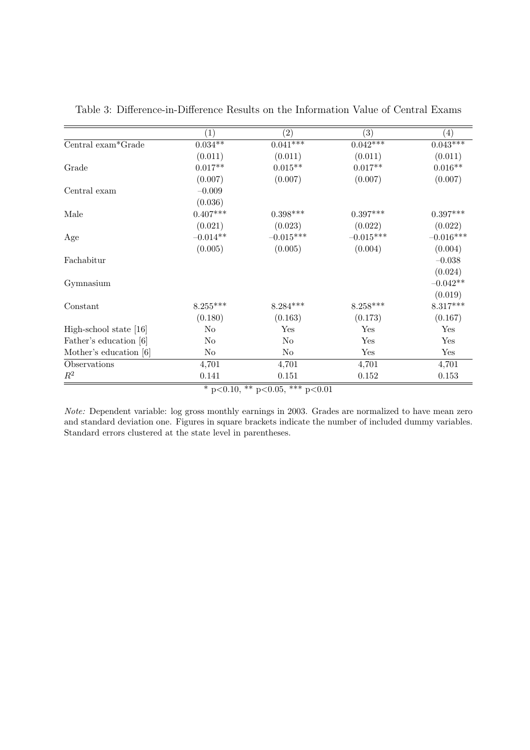Table 3: Difference-in-Difference Results on the Information Value of Central Exams

| | (1) | (2) | (3) | (4) |
|---|---|---|---|---|
| Central exam*Grade | 0.034** | 0.041*** | 0.042*** | 0.043*** |
| | (0.011) | (0.011) | (0.011) | (0.011) |
| Grade | 0.017** | 0.015** | 0.017** | 0.016** |
| | (0.007) | (0.007) | (0.007) | (0.007) |
| Central exam | −0.009 | | | |
| | (0.036) | | | |
| Male | 0.407*** | 0.398*** | 0.397*** | 0.397*** |
| | (0.021) | (0.023) | (0.022) | (0.022) |
| Age | −0.014** | −0.015*** | −0.015*** | −0.016*** |
| | (0.005) | (0.005) | (0.004) | (0.004) |
| Fachabitur | | | | −0.038 |
| | | | | (0.024) |
| Gymnasium | | | | −0.042** |
| | | | | (0.019) |
| Constant | 8.255*** | 8.284*** | 8.258*** | 8.317*** |
| | (0.180) | (0.163) | (0.173) | (0.167) |
| High-school state [16] | No | Yes | Yes | Yes |
| Father's education [6] | No | No | Yes | Yes |
| Mother's education [6] | No | No | Yes | Yes |
| Observations | 4,701 | 4,701 | 4,701 | 4,701 |
| $R^2$ | 0.141 | 0.151 | 0.152 | 0.153 |

* $p<0.10$, ** $p<0.05$, *** $p<0.01$

*Note:* Dependent variable: log gross monthly earnings in 2003. Grades are normalized to have mean zero and standard deviation one. Figures in square brackets indicate the number of included dummy variables. Standard errors clustered at the state level in parentheses.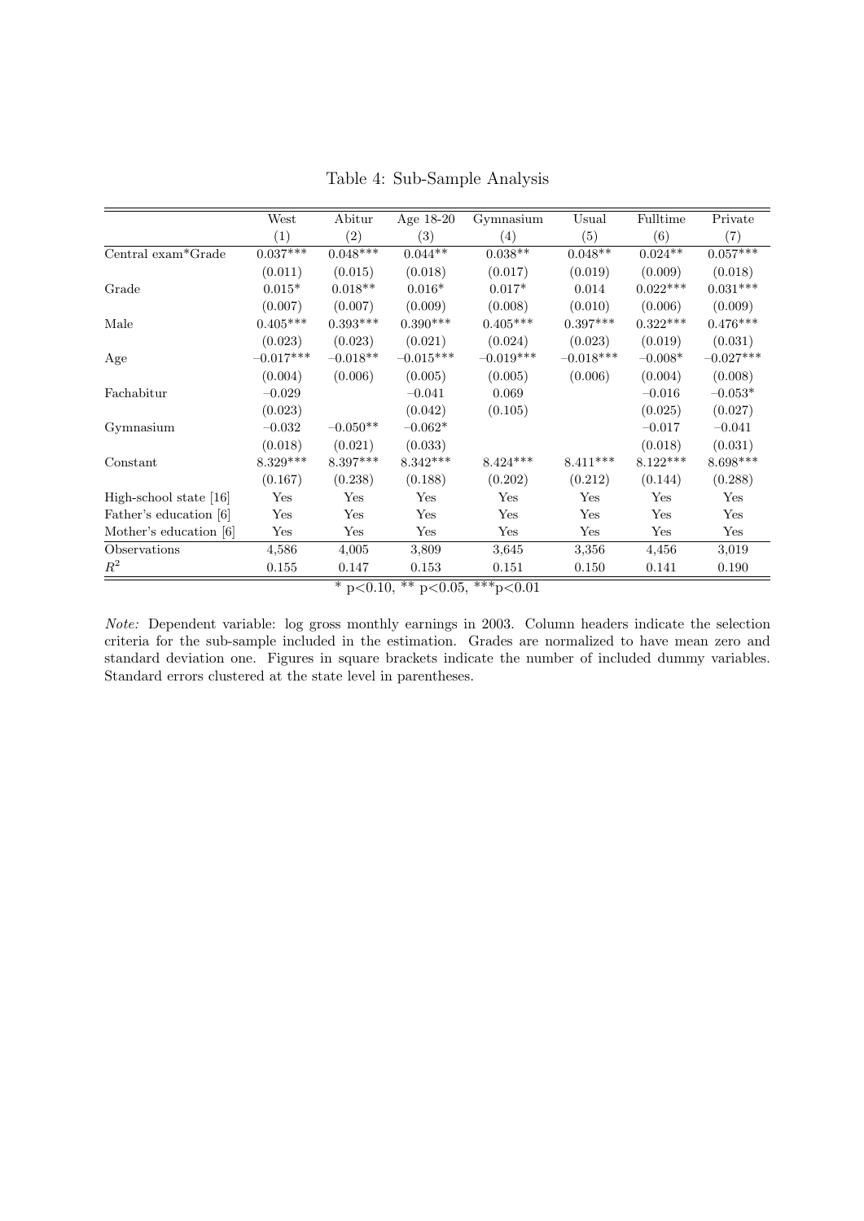Table 4: Sub-Sample Analysis

| | West | Abitur | Age 18-20 | Gymnasium | Usual | Fulltime | Private |
|---|---|---|---|---|---|---|---|
| | (1) | (2) | (3) | (4) | (5) | (6) | (7) |
| Central exam*Grade | 0.037*** | 0.048*** | 0.044** | 0.038** | 0.048** | 0.024** | 0.057*** |
| | (0.011) | (0.015) | (0.018) | (0.017) | (0.019) | (0.009) | (0.018) |
| Grade | 0.015* | 0.018** | 0.016* | 0.017* | 0.014 | 0.022*** | 0.031*** |
| | (0.007) | (0.007) | (0.009) | (0.008) | (0.010) | (0.006) | (0.009) |
| Male | 0.405*** | 0.393*** | 0.390*** | 0.405*** | 0.397*** | 0.322*** | 0.476*** |
| | (0.023) | (0.023) | (0.021) | (0.024) | (0.023) | (0.019) | (0.031) |
| Age | −0.017*** | −0.018** | −0.015*** | −0.019*** | −0.018*** | −0.008* | −0.027*** |
| | (0.004) | (0.006) | (0.005) | (0.005) | (0.006) | (0.004) | (0.008) |
| Fachabitur | −0.029 | | −0.041 | 0.069 | | −0.016 | −0.053* |
| | (0.023) | | (0.042) | (0.105) | | (0.025) | (0.027) |
| Gymnasium | −0.032 | −0.050** | −0.062* | | | −0.017 | −0.041 |
| | (0.018) | (0.021) | (0.033) | | | (0.018) | (0.031) |
| Constant | 8.329*** | 8.397*** | 8.342*** | 8.424*** | 8.411*** | 8.122*** | 8.698*** |
| | (0.167) | (0.238) | (0.188) | (0.202) | (0.212) | (0.144) | (0.288) |
| High-school state [16] | Yes | Yes | Yes | Yes | Yes | Yes | Yes |
| Father's education [6] | Yes | Yes | Yes | Yes | Yes | Yes | Yes |
| Mother's education [6] | Yes | Yes | Yes | Yes | Yes | Yes | Yes |
| Observations | 4,586 | 4,005 | 3,809 | 3,645 | 3,356 | 4,456 | 3,019 |
| $R^2$ | 0.155 | 0.147 | 0.153 | 0.151 | 0.150 | 0.141 | 0.190 |

* p<0.10, ** p<0.05, ***p<0.01

*Note:* Dependent variable: log gross monthly earnings in 2003. Column headers indicate the selection criteria for the sub-sample included in the estimation. Grades are normalized to have mean zero and standard deviation one. Figures in square brackets indicate the number of included dummy variables. Standard errors clustered at the state level in parentheses.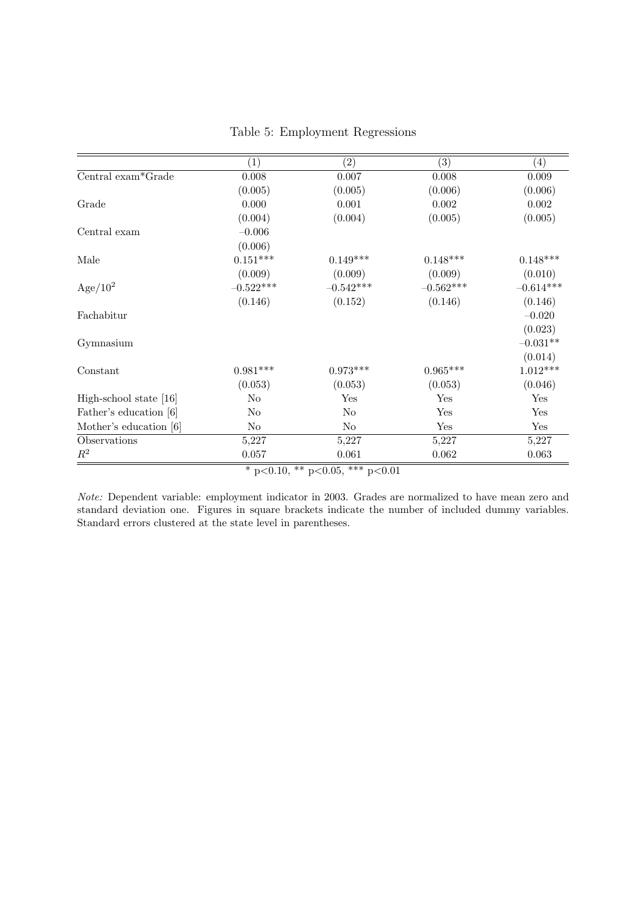Table 5: Employment Regressions

| | (1) | (2) | (3) | (4) |
|---|---|---|---|---|
| Central exam*Grade | 0.008 | 0.007 | 0.008 | 0.009 |
| | (0.005) | (0.005) | (0.006) | (0.006) |
| Grade | 0.000 | 0.001 | 0.002 | 0.002 |
| | (0.004) | (0.004) | (0.005) | (0.005) |
| Central exam | −0.006 | | | |
| | (0.006) | | | |
| Male | 0.151*** | 0.149*** | 0.148*** | 0.148*** |
| | (0.009) | (0.009) | (0.009) | (0.010) |
| Age/$10^2$ | −0.522*** | −0.542*** | −0.562*** | −0.614*** |
| | (0.146) | (0.152) | (0.146) | (0.146) |
| Fachabitur | | | | −0.020 |
| | | | | (0.023) |
| Gymnasium | | | | −0.031** |
| | | | | (0.014) |
| Constant | 0.981*** | 0.973*** | 0.965*** | 1.012*** |
| | (0.053) | (0.053) | (0.053) | (0.046) |
| High-school state [16] | No | Yes | Yes | Yes |
| Father's education [6] | No | No | Yes | Yes |
| Mother's education [6] | No | No | Yes | Yes |
| Observations | 5,227 | 5,227 | 5,227 | 5,227 |
| $R^2$ | 0.057 | 0.061 | 0.062 | 0.063 |

* p<0.10, ** p<0.05, *** p<0.01

*Note:* Dependent variable: employment indicator in 2003. Grades are normalized to have mean zero and standard deviation one. Figures in square brackets indicate the number of included dummy variables. Standard errors clustered at the state level in parentheses.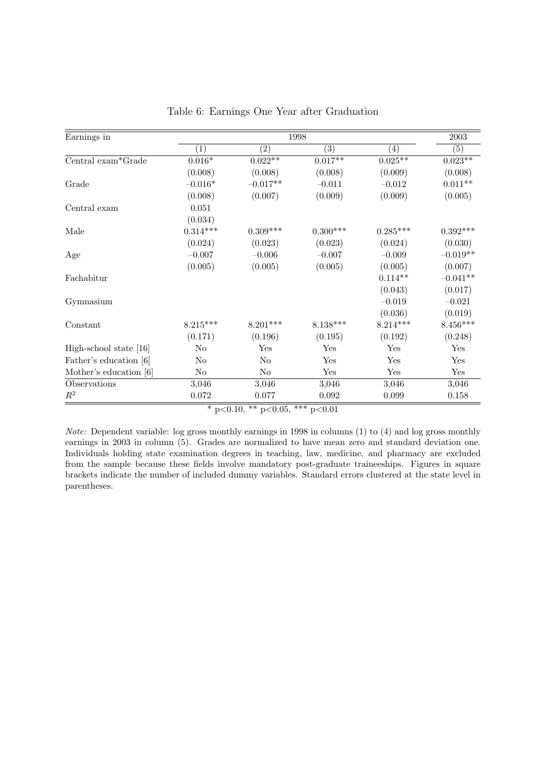Table 6: Earnings One Year after Graduation

| Earnings in | 1998 | | | | 2003 |
|---|---|---|---|---|---|
| | (1) | (2) | (3) | (4) | (5) |
| Central exam*Grade | 0.016* | 0.022** | 0.017** | 0.025** | 0.023** |
| | (0.008) | (0.008) | (0.008) | (0.009) | (0.008) |
| Grade | −0.016* | −0.017** | −0.011 | −0.012 | 0.011** |
| | (0.008) | (0.007) | (0.009) | (0.009) | (0.005) |
| Central exam | 0.051 | | | | |
| | (0.034) | | | | |
| Male | 0.314*** | 0.309*** | 0.300*** | 0.285*** | 0.392*** |
| | (0.024) | (0.023) | (0.023) | (0.024) | (0.030) |
| Age | −0.007 | −0.006 | −0.007 | −0.009 | −0.019** |
| | (0.005) | (0.005) | (0.005) | (0.005) | (0.007) |
| Fachabitur | | | | 0.114** | −0.041** |
| | | | | (0.043) | (0.017) |
| Gymnasium | | | | −0.019 | −0.021 |
| | | | | (0.036) | (0.019) |
| Constant | 8.215*** | 8.201*** | 8.138*** | 8.214*** | 8.456*** |
| | (0.171) | (0.196) | (0.195) | (0.192) | (0.248) |
| High-school state [16] | No | Yes | Yes | Yes | Yes |
| Father's education [6] | No | No | Yes | Yes | Yes |
| Mother's education [6] | No | No | Yes | Yes | Yes |
| Observations | 3,046 | 3,046 | 3,046 | 3,046 | 3,046 |
| $R^2$ | 0.072 | 0.077 | 0.092 | 0.099 | 0.158 |

* p<0.10, ** p<0.05, *** p<0.01

*Note:* Dependent variable: log gross monthly earnings in 1998 in columns (1) to (4) and log gross monthly earnings in 2003 in column (5). Grades are normalized to have mean zero and standard deviation one. Individuals holding state examination degrees in teaching, law, medicine, and pharmacy are excluded from the sample because these fields involve mandatory post-graduate traineeships. Figures in square brackets indicate the number of included dummy variables. Standard errors clustered at the state level in parentheses.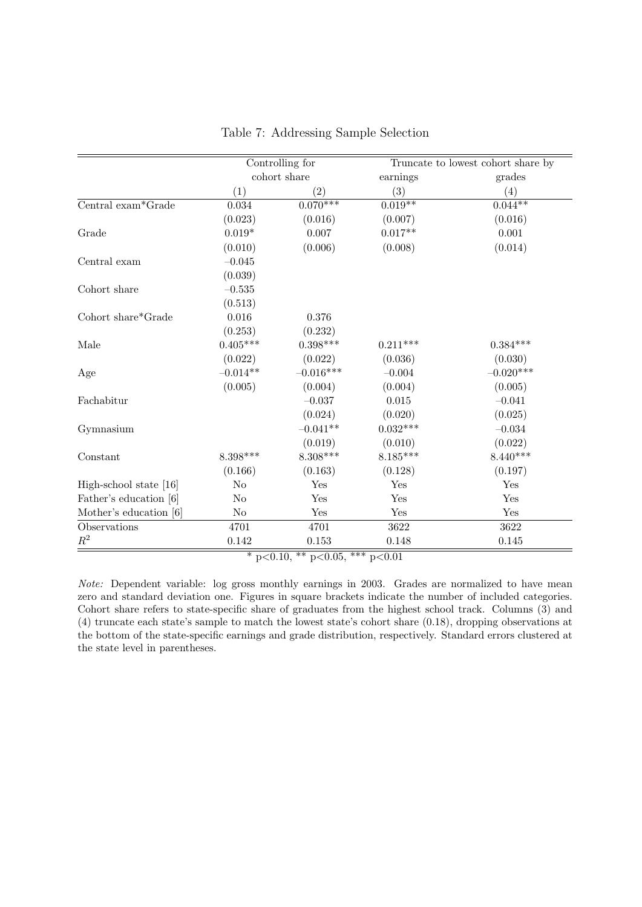Table 7: Addressing Sample Selection

| | Controlling for cohort share | | Truncate to lowest cohort share by | |
|---|---|---|---|---|
| | | | earnings | grades |
| | (1) | (2) | (3) | (4) |
| Central exam*Grade | 0.034 | 0.070*** | 0.019** | 0.044** |
| | (0.023) | (0.016) | (0.007) | (0.016) |
| Grade | 0.019* | 0.007 | 0.017** | 0.001 |
| | (0.010) | (0.006) | (0.008) | (0.014) |
| Central exam | −0.045 | | | |
| | (0.039) | | | |
| Cohort share | −0.535 | | | |
| | (0.513) | | | |
| Cohort share*Grade | 0.016 | 0.376 | | |
| | (0.253) | (0.232) | | |
| Male | 0.405*** | 0.398*** | 0.211*** | 0.384*** |
| | (0.022) | (0.022) | (0.036) | (0.030) |
| Age | −0.014** | −0.016*** | −0.004 | −0.020*** |
| | (0.005) | (0.004) | (0.004) | (0.005) |
| Fachabitur | | −0.037 | 0.015 | −0.041 |
| | | (0.024) | (0.020) | (0.025) |
| Gymnasium | | −0.041** | 0.032*** | −0.034 |
| | | (0.019) | (0.010) | (0.022) |
| Constant | 8.398*** | 8.308*** | 8.185*** | 8.440*** |
| | (0.166) | (0.163) | (0.128) | (0.197) |
| High-school state [16] | No | Yes | Yes | Yes |
| Father's education [6] | No | Yes | Yes | Yes |
| Mother's education [6] | No | Yes | Yes | Yes |
| Observations | 4701 | 4701 | 3622 | 3622 |
| $R^2$ | 0.142 | 0.153 | 0.148 | 0.145 |

* $p<0.10$, ** $p<0.05$, *** $p<0.01$

*Note:* Dependent variable: log gross monthly earnings in 2003. Grades are normalized to have mean zero and standard deviation one. Figures in square brackets indicate the number of included categories. Cohort share refers to state-specific share of graduates from the highest school track. Columns (3) and (4) truncate each state's sample to match the lowest state's cohort share (0.18), dropping observations at the bottom of the state-specific earnings and grade distribution, respectively. Standard errors clustered at the state level in parentheses.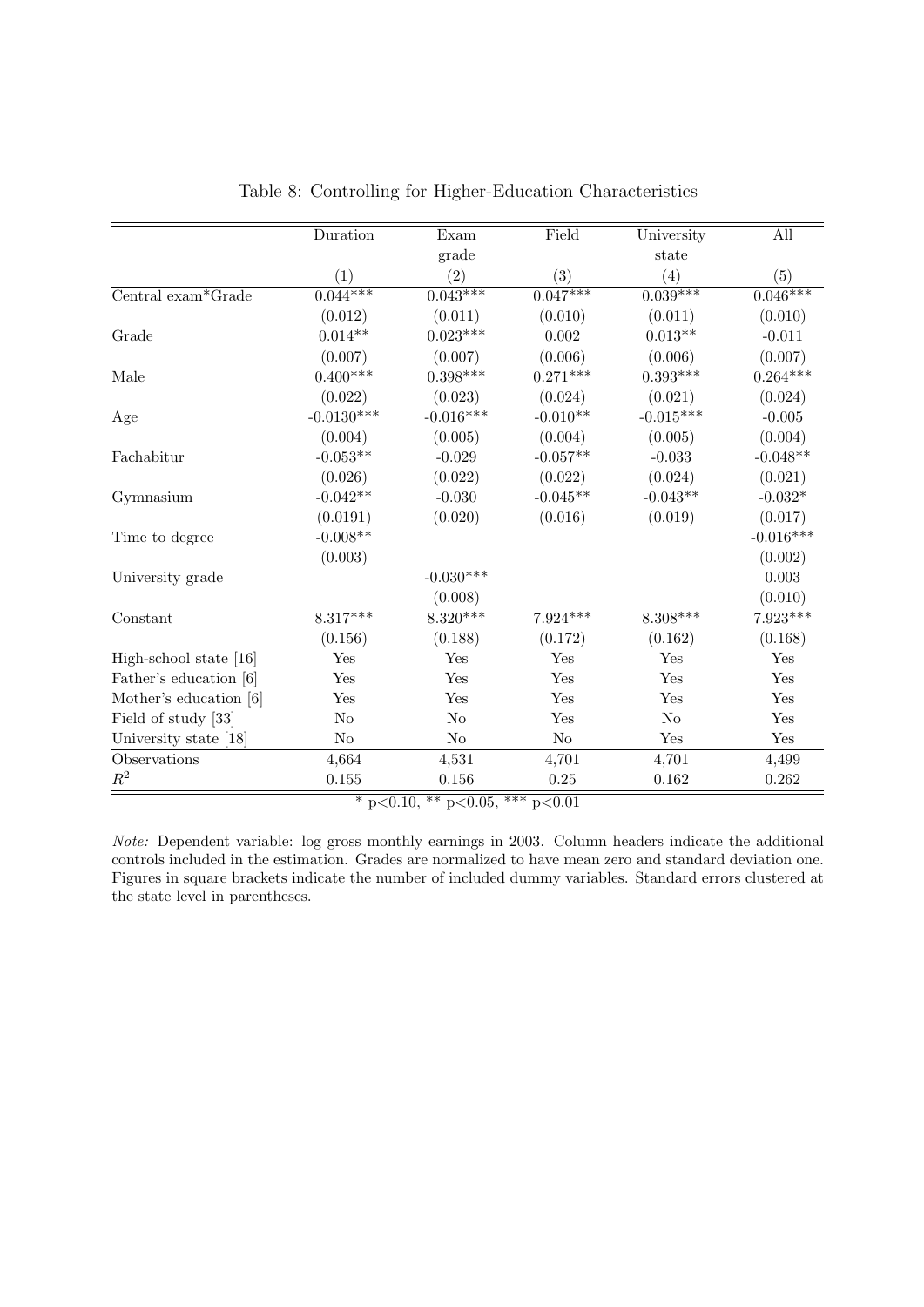Table 8: Controlling for Higher-Education Characteristics

| | Duration | Exam grade | Field | University state | All |
|---|---|---|---|---|---|
| | (1) | (2) | (3) | (4) | (5) |
| Central exam*Grade | 0.044*** | 0.043*** | 0.047*** | 0.039*** | 0.046*** |
| | (0.012) | (0.011) | (0.010) | (0.011) | (0.010) |
| Grade | 0.014** | 0.023*** | 0.002 | 0.013** | -0.011 |
| | (0.007) | (0.007) | (0.006) | (0.006) | (0.007) |
| Male | 0.400*** | 0.398*** | 0.271*** | 0.393*** | 0.264*** |
| | (0.022) | (0.023) | (0.024) | (0.021) | (0.024) |
| Age | -0.0130*** | -0.016*** | -0.010** | -0.015*** | -0.005 |
| | (0.004) | (0.005) | (0.004) | (0.005) | (0.004) |
| Fachabitur | -0.053** | -0.029 | -0.057** | -0.033 | -0.048** |
| | (0.026) | (0.022) | (0.022) | (0.024) | (0.021) |
| Gymnasium | -0.042** | -0.030 | -0.045** | -0.043** | -0.032* |
| | (0.0191) | (0.020) | (0.016) | (0.019) | (0.017) |
| Time to degree | -0.008** | | | | -0.016*** |
| | (0.003) | | | | (0.002) |
| University grade | | -0.030*** | | | 0.003 |
| | | (0.008) | | | (0.010) |
| Constant | 8.317*** | 8.320*** | 7.924*** | 8.308*** | 7.923*** |
| | (0.156) | (0.188) | (0.172) | (0.162) | (0.168) |
| High-school state [16] | Yes | Yes | Yes | Yes | Yes |
| Father's education [6] | Yes | Yes | Yes | Yes | Yes |
| Mother's education [6] | Yes | Yes | Yes | Yes | Yes |
| Field of study [33] | No | No | Yes | No | Yes |
| University state [18] | No | No | No | Yes | Yes |
| Observations | 4,664 | 4,531 | 4,701 | 4,701 | 4,499 |
| $R^2$ | 0.155 | 0.156 | 0.25 | 0.162 | 0.262 |

* p<0.10, ** p<0.05, *** p<0.01

*Note:* Dependent variable: log gross monthly earnings in 2003. Column headers indicate the additional controls included in the estimation. Grades are normalized to have mean zero and standard deviation one. Figures in square brackets indicate the number of included dummy variables. Standard errors clustered at the state level in parentheses.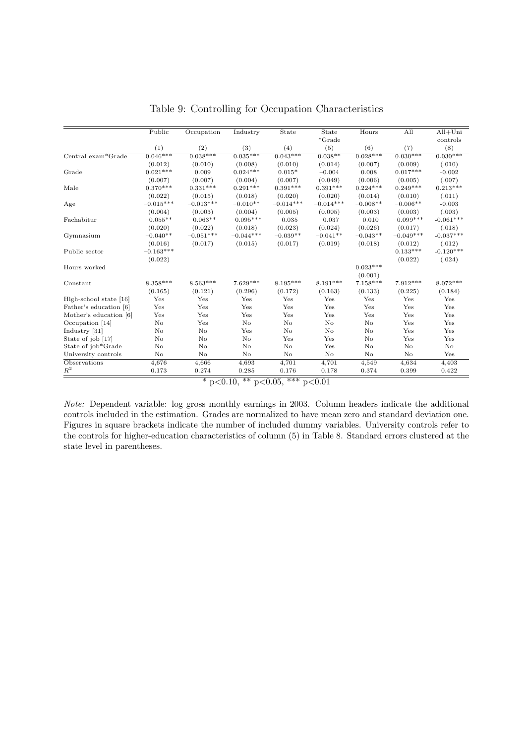## Table 9: Controlling for Occupation Characteristics

| | Public | Occupation | Industry | State | State *Grade | Hours | All | All+Uni controls |
|---|---|---|---|---|---|---|---|---|
| | (1) | (2) | (3) | (4) | (5) | (6) | (7) | (8) |
| Central exam*Grade | 0.046*** | 0.038*** | 0.035*** | 0.043*** | 0.038** | 0.028*** | 0.030*** | 0.030*** |
| | (0.012) | (0.010) | (0.008) | (0.010) | (0.014) | (0.007) | (0.009) | (.010) |
| Grade | 0.021*** | 0.009 | 0.024*** | 0.015* | −0.004 | 0.008 | 0.017*** | -0.002 |
| | (0.007) | (0.007) | (0.004) | (0.007) | (0.049) | (0.006) | (0.005) | (.007) |
| Male | 0.370*** | 0.331*** | 0.291*** | 0.391*** | 0.391*** | 0.224*** | 0.249*** | 0.213*** |
| | (0.022) | (0.015) | (0.018) | (0.020) | (0.020) | (0.014) | (0.010) | (.011) |
| Age | −0.015*** | −0.013*** | −0.010** | −0.014*** | −0.014*** | −0.008** | −0.006** | -0.003 |
| | (0.004) | (0.003) | (0.004) | (0.005) | (0.005) | (0.003) | (0.003) | (.003) |
| Fachabitur | −0.055** | −0.063** | −0.095*** | −0.035 | −0.037 | −0.010 | −0.099*** | -0.061*** |
| | (0.020) | (0.022) | (0.018) | (0.023) | (0.024) | (0.026) | (0.017) | (.018) |
| Gymnasium | −0.040** | −0.051*** | −0.044*** | −0.039** | −0.041** | −0.043** | −0.049*** | -0.037*** |
| | (0.016) | (0.017) | (0.015) | (0.017) | (0.019) | (0.018) | (0.012) | (.012) |
| Public sector | −0.163*** | | | | | | 0.133*** | -0.120*** |
| | (0.022) | | | | | | (0.022) | (.024) |
| Hours worked | | | | | | 0.023*** | | |
| | | | | | | (0.001) | | |
| Constant | 8.358*** | 8.563*** | 7.629*** | 8.195*** | 8.191*** | 7.158*** | 7.912*** | 8.072*** |
| | (0.165) | (0.121) | (0.296) | (0.172) | (0.163) | (0.133) | (0.225) | (0.184) |
| High-school state [16] | Yes | Yes | Yes | Yes | Yes | Yes | Yes | Yes |
| Father's education [6] | Yes | Yes | Yes | Yes | Yes | Yes | Yes | Yes |
| Mother's education [6] | Yes | Yes | Yes | Yes | Yes | Yes | Yes | Yes |
| Occupation [14] | No | Yes | No | No | No | No | Yes | Yes |
| Industry [31] | No | No | Yes | No | No | No | Yes | Yes |
| State of job [17] | No | No | No | Yes | Yes | No | Yes | Yes |
| State of job*Grade | No | No | No | No | Yes | No | No | No |
| University controls | No | No | No | No | No | No | No | Yes |
| Observations | 4,676 | 4,666 | 4,693 | 4,701 | 4,701 | 4,549 | 4,634 | 4,403 |
| $R^2$ | 0.173 | 0.274 | 0.285 | 0.176 | 0.178 | 0.374 | 0.399 | 0.422 |

\* p<0.10, \*\* p<0.05, \*\*\* p<0.01

*Note:* Dependent variable: log gross monthly earnings in 2003. Column headers indicate the additional controls included in the estimation. Grades are normalized to have mean zero and standard deviation one. Figures in square brackets indicate the number of included dummy variables. University controls refer to the controls for higher-education characteristics of column (5) in Table 8. Standard errors clustered at the state level in parentheses.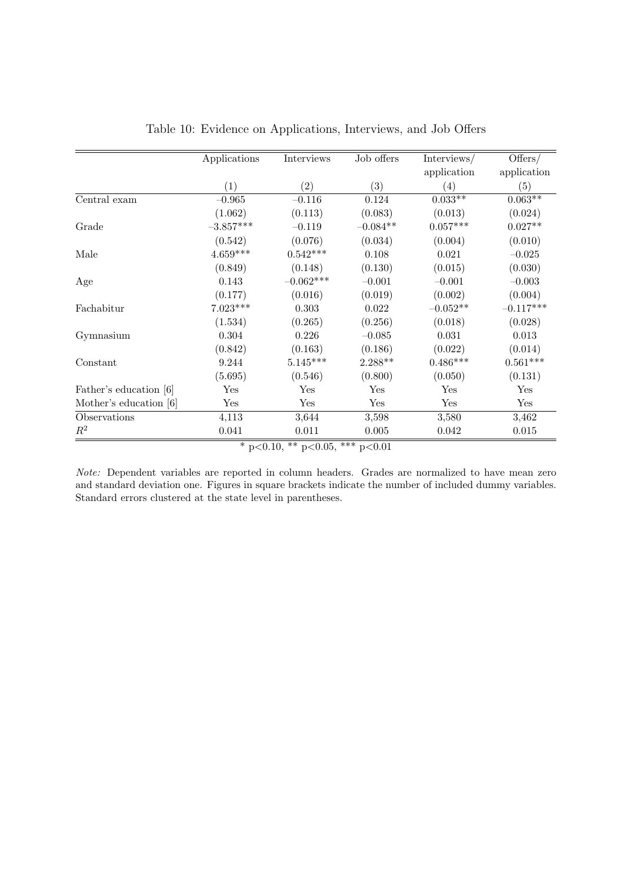Table 10: Evidence on Applications, Interviews, and Job Offers

| | Applications | Interviews | Job offers | Interviews/ application | Offers/ application |
|---|---|---|---|---|---|
| | (1) | (2) | (3) | (4) | (5) |
| Central exam | −0.965 | −0.116 | 0.124 | 0.033** | 0.063** |
| | (1.062) | (0.113) | (0.083) | (0.013) | (0.024) |
| Grade | −3.857*** | −0.119 | −0.084** | 0.057*** | 0.027** |
| | (0.542) | (0.076) | (0.034) | (0.004) | (0.010) |
| Male | 4.659*** | 0.542*** | 0.108 | 0.021 | −0.025 |
| | (0.849) | (0.148) | (0.130) | (0.015) | (0.030) |
| Age | 0.143 | −0.062*** | −0.001 | −0.001 | −0.003 |
| | (0.177) | (0.016) | (0.019) | (0.002) | (0.004) |
| Fachabitur | 7.023*** | 0.303 | 0.022 | −0.052** | −0.117*** |
| | (1.534) | (0.265) | (0.256) | (0.018) | (0.028) |
| Gymnasium | 0.304 | 0.226 | −0.085 | 0.031 | 0.013 |
| | (0.842) | (0.163) | (0.186) | (0.022) | (0.014) |
| Constant | 9.244 | 5.145*** | 2.288** | 0.486*** | 0.561*** |
| | (5.695) | (0.546) | (0.800) | (0.050) | (0.131) |
| Father's education [6] | Yes | Yes | Yes | Yes | Yes |
| Mother's education [6] | Yes | Yes | Yes | Yes | Yes |
| Observations | 4,113 | 3,644 | 3,598 | 3,580 | 3,462 |
| $R^2$ | 0.041 | 0.011 | 0.005 | 0.042 | 0.015 |

* p<0.10, ** p<0.05, *** p<0.01

*Note:* Dependent variables are reported in column headers. Grades are normalized to have mean zero and standard deviation one. Figures in square brackets indicate the number of included dummy variables. Standard errors clustered at the state level in parentheses.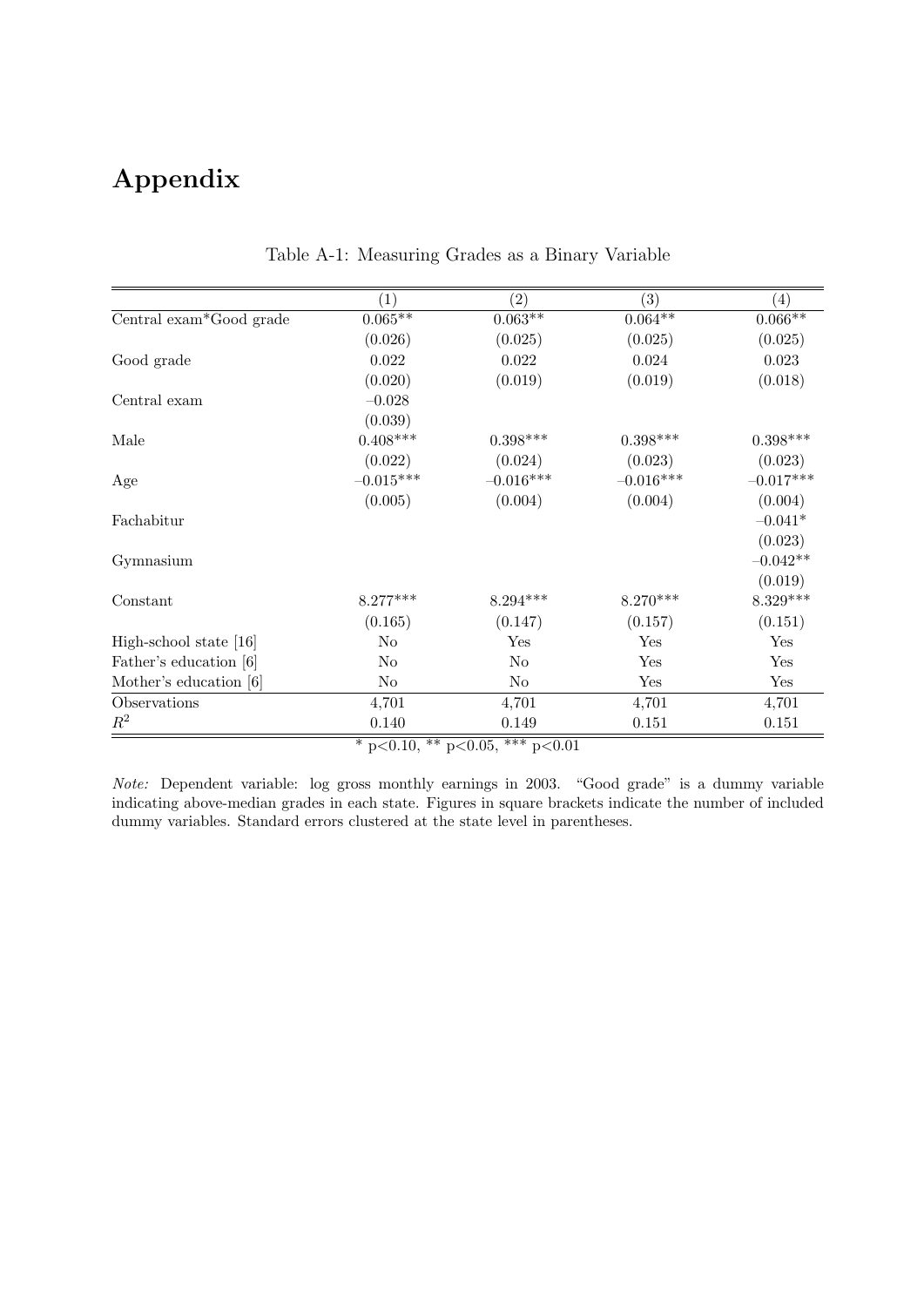# Appendix

Table A-1: Measuring Grades as a Binary Variable

| | (1) | (2) | (3) | (4) |
|---|---|---|---|---|
| Central exam*Good grade | 0.065** | 0.063** | 0.064** | 0.066** |
| | (0.026) | (0.025) | (0.025) | (0.025) |
| Good grade | 0.022 | 0.022 | 0.024 | 0.023 |
| | (0.020) | (0.019) | (0.019) | (0.018) |
| Central exam | −0.028 | | | |
| | (0.039) | | | |
| Male | 0.408*** | 0.398*** | 0.398*** | 0.398*** |
| | (0.022) | (0.024) | (0.023) | (0.023) |
| Age | −0.015*** | −0.016*** | −0.016*** | −0.017*** |
| | (0.005) | (0.004) | (0.004) | (0.004) |
| Fachabitur | | | | −0.041* |
| | | | | (0.023) |
| Gymnasium | | | | −0.042** |
| | | | | (0.019) |
| Constant | 8.277*** | 8.294*** | 8.270*** | 8.329*** |
| | (0.165) | (0.147) | (0.157) | (0.151) |
| High-school state [16] | No | Yes | Yes | Yes |
| Father's education [6] | No | No | Yes | Yes |
| Mother's education [6] | No | No | Yes | Yes |
| Observations | 4,701 | 4,701 | 4,701 | 4,701 |
| $R^2$ | 0.140 | 0.149 | 0.151 | 0.151 |

* p<0.10, ** p<0.05, *** p<0.01

*Note:* Dependent variable: log gross monthly earnings in 2003. "Good grade" is a dummy variable indicating above-median grades in each state. Figures in square brackets indicate the number of included dummy variables. Standard errors clustered at the state level in parentheses.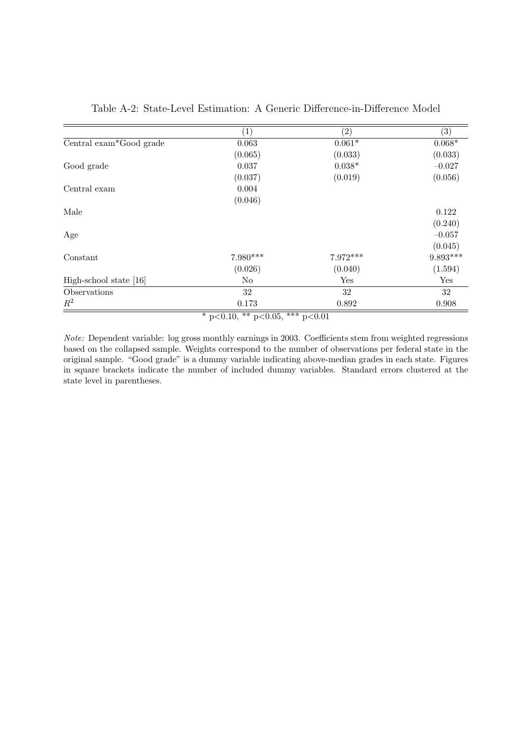Table A-2: State-Level Estimation: A Generic Difference-in-Difference Model

| | (1) | (2) | (3) |
|---|---|---|---|
| Central exam*Good grade | 0.063 | 0.061* | 0.068* |
| | (0.065) | (0.033) | (0.033) |
| Good grade | 0.037 | 0.038* | –0.027 |
| | (0.037) | (0.019) | (0.056) |
| Central exam | 0.004 | | |
| | (0.046) | | |
| Male | | | 0.122 |
| | | | (0.240) |
| Age | | | –0.057 |
| | | | (0.045) |
| Constant | 7.980*** | 7.972*** | 9.893*** |
| | (0.026) | (0.040) | (1.594) |
| High-school state [16] | No | Yes | Yes |
| Observations | 32 | 32 | 32 |
| $R^2$ | 0.173 | 0.892 | 0.908 |

* p<0.10, ** p<0.05, *** p<0.01

*Note:* Dependent variable: log gross monthly earnings in 2003. Coefficients stem from weighted regressions based on the collapsed sample. Weights correspond to the number of observations per federal state in the original sample. "Good grade" is a dummy variable indicating above-median grades in each state. Figures in square brackets indicate the number of included dummy variables. Standard errors clustered at the state level in parentheses.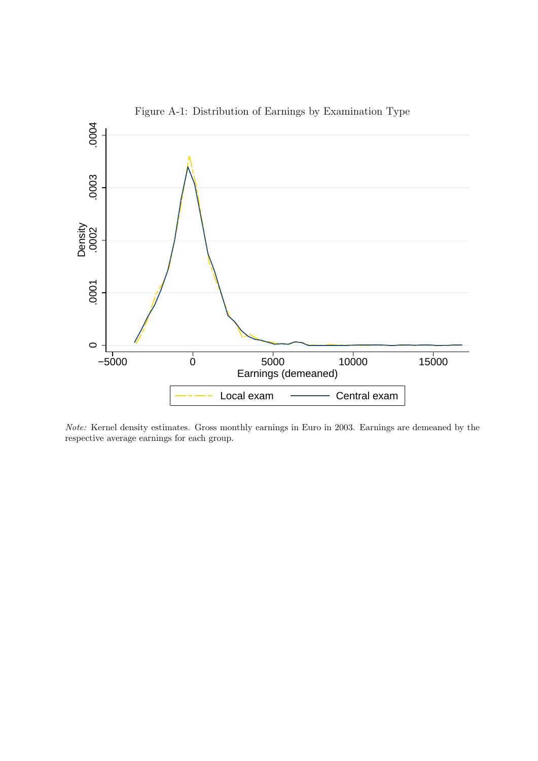Figure A-1: Distribution of Earnings by Examination Type

Density

.0004

.0003

.0002

.0001

0

−5000

0

5000

10000

15000

Earnings (demeaned)

Local exam

Central exam

*Note:* Kernel density estimates. Gross monthly earnings in Euro in 2003. Earnings are demeaned by the respective average earnings for each group.